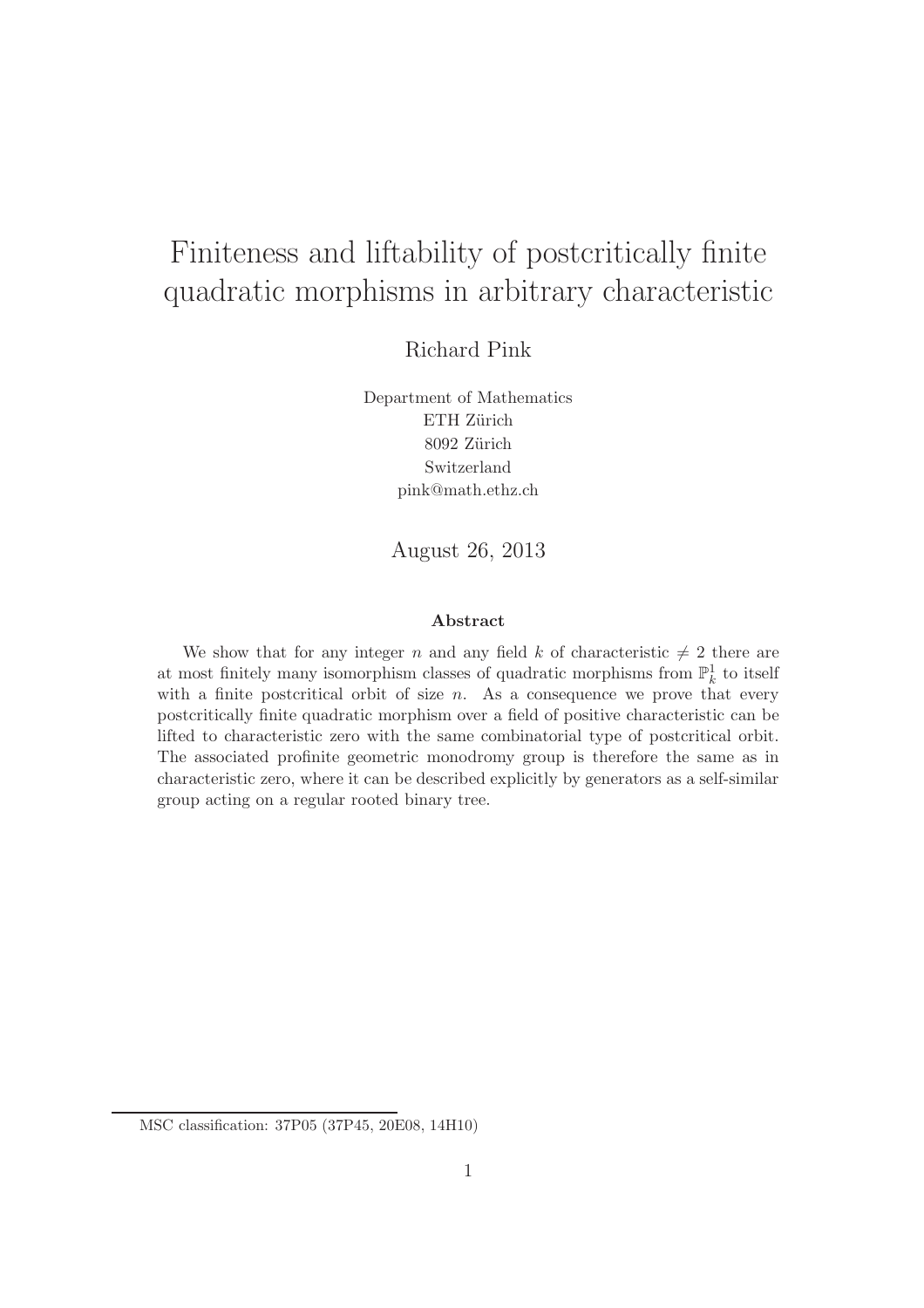# Finiteness and liftability of postcritically finite quadratic morphisms in arbitrary characteristic

Richard Pink

Department of Mathematics
ETH Zürich
8092 Zürich
Switzerland
pink@math.ethz.ch

August 26, 2013

### Abstract

We show that for any integer $n$ and any field $k$ of characteristic $\neq 2$ there are at most finitely many isomorphism classes of quadratic morphisms from $\mathbb{P}^1_k$ to itself with a finite postcritical orbit of size $n$. As a consequence we prove that every postcritically finite quadratic morphism over a field of positive characteristic can be lifted to characteristic zero with the same combinatorial type of postcritical orbit. The associated profinite geometric monodromy group is therefore the same as in characteristic zero, where it can be described explicitly by generators as a self-similar group acting on a regular rooted binary tree.

MSC classification: 37P05 (37P45, 20E08, 14H10)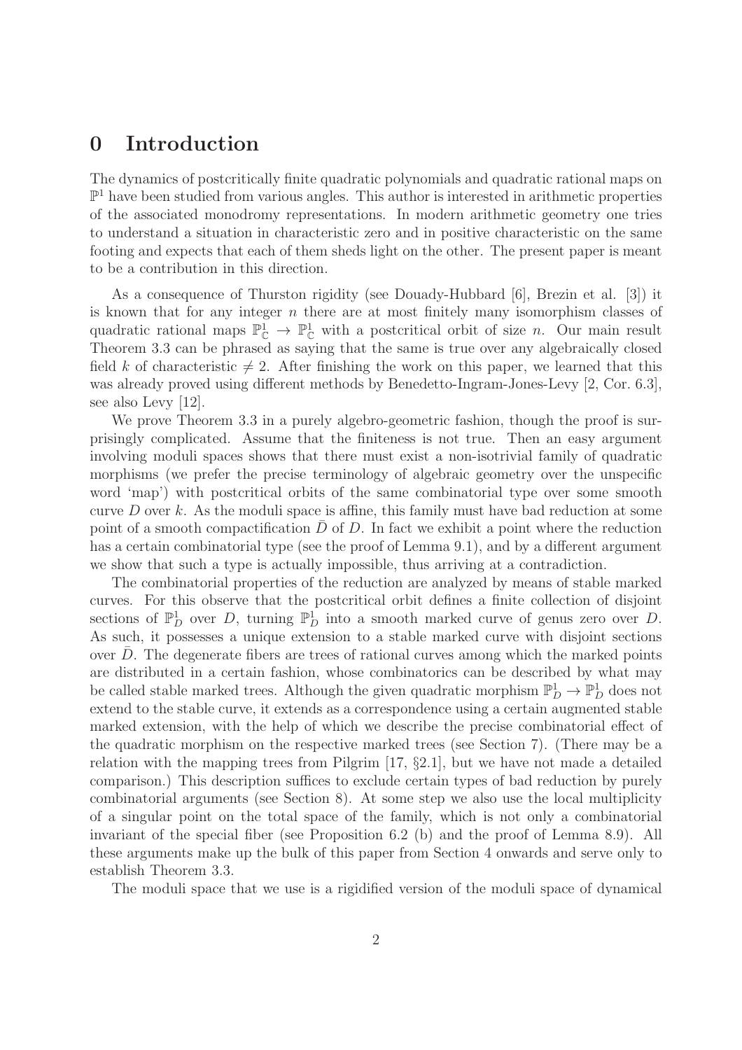# 0 Introduction

The dynamics of postcritically finite quadratic polynomials and quadratic rational maps on $\mathbb{P}^1$ have been studied from various angles. This author is interested in arithmetic properties of the associated monodromy representations. In modern arithmetic geometry one tries to understand a situation in characteristic zero and in positive characteristic on the same footing and expects that each of them sheds light on the other. The present paper is meant to be a contribution in this direction.

As a consequence of Thurston rigidity (see Douady-Hubbard [6], Brezin et al. [3]) it is known that for any integer $n$ there are at most finitely many isomorphism classes of quadratic rational maps $\mathbb{P}^1_{\mathbb{C}} \to \mathbb{P}^1_{\mathbb{C}}$ with a postcritical orbit of size $n$. Our main result Theorem 3.3 can be phrased as saying that the same is true over any algebraically closed field $k$ of characteristic $\neq 2$. After finishing the work on this paper, we learned that this was already proved using different methods by Benedetto-Ingram-Jones-Levy [2, Cor. 6.3], see also Levy [12].

We prove Theorem 3.3 in a purely algebro-geometric fashion, though the proof is surprisingly complicated. Assume that the finiteness is not true. Then an easy argument involving moduli spaces shows that there must exist a non-isotrivial family of quadratic morphisms (we prefer the precise terminology of algebraic geometry over the unspecific word 'map') with postcritical orbits of the same combinatorial type over some smooth curve $D$ over $k$. As the moduli space is affine, this family must have bad reduction at some point of a smooth compactification $\bar{D}$ of $D$. In fact we exhibit a point where the reduction has a certain combinatorial type (see the proof of Lemma 9.1), and by a different argument we show that such a type is actually impossible, thus arriving at a contradiction.

The combinatorial properties of the reduction are analyzed by means of stable marked curves. For this observe that the postcritical orbit defines a finite collection of disjoint sections of $\mathbb{P}^1_D$ over $D$, turning $\mathbb{P}^1_D$ into a smooth marked curve of genus zero over $D$. As such, it possesses a unique extension to a stable marked curve with disjoint sections over $\bar{D}$. The degenerate fibers are trees of rational curves among which the marked points are distributed in a certain fashion, whose combinatorics can be described by what may be called stable marked trees. Although the given quadratic morphism $\mathbb{P}^1_D \to \mathbb{P}^1_D$ does not extend to the stable curve, it extends as a correspondence using a certain augmented stable marked extension, with the help of which we describe the precise combinatorial effect of the quadratic morphism on the respective marked trees (see Section 7). (There may be a relation with the mapping trees from Pilgrim [17, §2.1], but we have not made a detailed comparison.) This description suffices to exclude certain types of bad reduction by purely combinatorial arguments (see Section 8). At some step we also use the local multiplicity of a singular point on the total space of the family, which is not only a combinatorial invariant of the special fiber (see Proposition 6.2 (b) and the proof of Lemma 8.9). All these arguments make up the bulk of this paper from Section 4 onwards and serve only to establish Theorem 3.3.

The moduli space that we use is a rigidified version of the moduli space of dynamical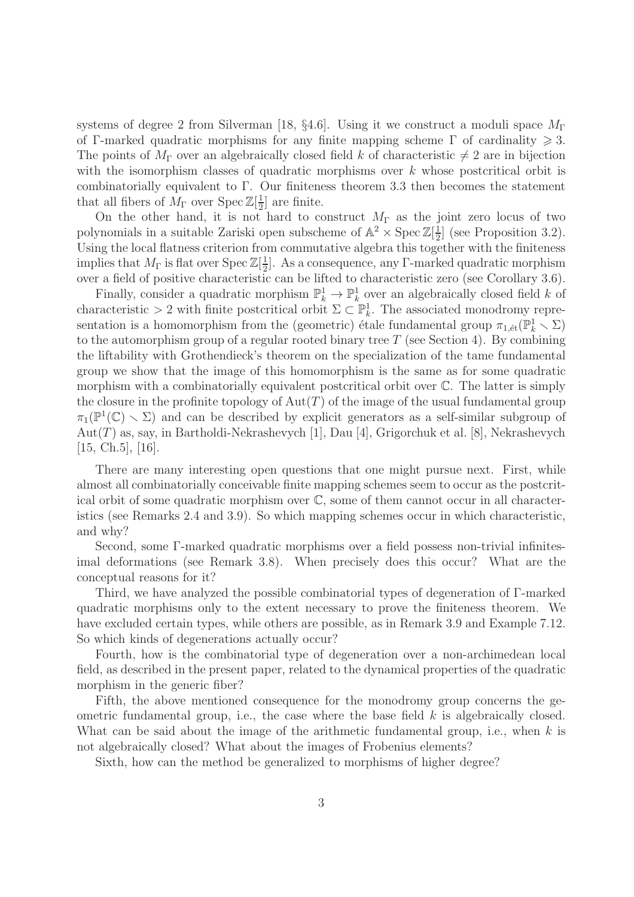systems of degree 2 from Silverman [18, §4.6]. Using it we construct a moduli space $M_\Gamma$ of $\Gamma$-marked quadratic morphisms for any finite mapping scheme $\Gamma$ of cardinality $\geqslant 3$. The points of $M_\Gamma$ over an algebraically closed field $k$ of characteristic $\neq 2$ are in bijection with the isomorphism classes of quadratic morphisms over $k$ whose postcritical orbit is combinatorially equivalent to $\Gamma$. Our finiteness theorem 3.3 then becomes the statement that all fibers of $M_\Gamma$ over $\operatorname{Spec} \mathbb{Z}[\frac{1}{2}]$ are finite.

On the other hand, it is not hard to construct $M_\Gamma$ as the joint zero locus of two polynomials in a suitable Zariski open subscheme of $\mathbb{A}^2 \times \operatorname{Spec} \mathbb{Z}[\frac{1}{2}]$ (see Proposition 3.2). Using the local flatness criterion from commutative algebra this together with the finiteness implies that $M_\Gamma$ is flat over $\operatorname{Spec} \mathbb{Z}[\frac{1}{2}]$. As a consequence, any $\Gamma$-marked quadratic morphism over a field of positive characteristic can be lifted to characteristic zero (see Corollary 3.6).

Finally, consider a quadratic morphism $\mathbb{P}^1_k \to \mathbb{P}^1_k$ over an algebraically closed field $k$ of characteristic $> 2$ with finite postcritical orbit $\Sigma \subset \mathbb{P}^1_k$. The associated monodromy representation is a homomorphism from the (geometric) étale fundamental group $\pi_{1,\text{ét}}(\mathbb{P}^1_k \smallsetminus \Sigma)$ to the automorphism group of a regular rooted binary tree $T$ (see Section 4). By combining the liftability with Grothendieck's theorem on the specialization of the tame fundamental group we show that the image of this homomorphism is the same as for some quadratic morphism with a combinatorially equivalent postcritical orbit over $\mathbb{C}$. The latter is simply the closure in the profinite topology of $\operatorname{Aut}(T)$ of the image of the usual fundamental group $\pi_1(\mathbb{P}^1(\mathbb{C}) \smallsetminus \Sigma)$ and can be described by explicit generators as a self-similar subgroup of $\operatorname{Aut}(T)$ as, say, in Bartholdi-Nekrashevych [1], Dau [4], Grigorchuk et al. [8], Nekrashevych [15, Ch.5], [16].

There are many interesting open questions that one might pursue next. First, while almost all combinatorially conceivable finite mapping schemes seem to occur as the postcritical orbit of some quadratic morphism over $\mathbb{C}$, some of them cannot occur in all characteristics (see Remarks 2.4 and 3.9). So which mapping schemes occur in which characteristic, and why?

Second, some $\Gamma$-marked quadratic morphisms over a field possess non-trivial infinitesimal deformations (see Remark 3.8). When precisely does this occur? What are the conceptual reasons for it?

Third, we have analyzed the possible combinatorial types of degeneration of $\Gamma$-marked quadratic morphisms only to the extent necessary to prove the finiteness theorem. We have excluded certain types, while others are possible, as in Remark 3.9 and Example 7.12. So which kinds of degenerations actually occur?

Fourth, how is the combinatorial type of degeneration over a non-archimedean local field, as described in the present paper, related to the dynamical properties of the quadratic morphism in the generic fiber?

Fifth, the above mentioned consequence for the monodromy group concerns the geometric fundamental group, i.e., the case where the base field $k$ is algebraically closed. What can be said about the image of the arithmetic fundamental group, i.e., when $k$ is not algebraically closed? What about the images of Frobenius elements?

Sixth, how can the method be generalized to morphisms of higher degree?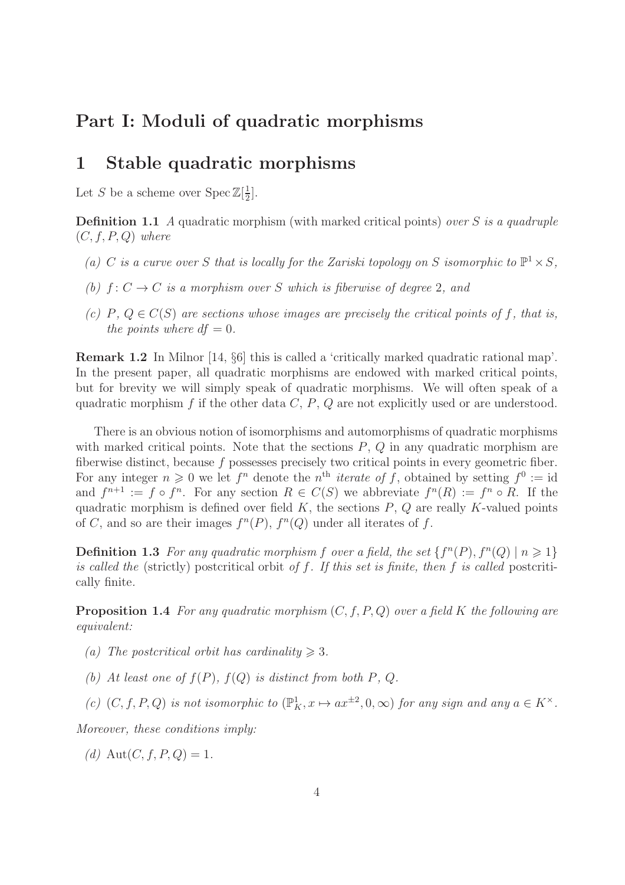# Part I: Moduli of quadratic morphisms

## 1 Stable quadratic morphisms

Let $S$ be a scheme over $\operatorname{Spec}\mathbb{Z}[\frac{1}{2}]$.

**Definition 1.1** *A* quadratic morphism (with marked critical points) *over $S$ is a quadruple $(C, f, P, Q)$ where*

- *(a) $C$ is a curve over $S$ that is locally for the Zariski topology on $S$ isomorphic to $\mathbb{P}^1 \times S$,*
- *(b) $f\colon C \to C$ is a morphism over $S$ which is fiberwise of degree 2, and*
- *(c) $P$, $Q \in C(S)$ are sections whose images are precisely the critical points of $f$, that is, the points where $df = 0$.*

**Remark 1.2** In Milnor [14, §6] this is called a 'critically marked quadratic rational map'. In the present paper, all quadratic morphisms are endowed with marked critical points, but for brevity we will simply speak of quadratic morphisms. We will often speak of a quadratic morphism $f$ if the other data $C$, $P$, $Q$ are not explicitly used or are understood.

There is an obvious notion of isomorphisms and automorphisms of quadratic morphisms with marked critical points. Note that the sections $P$, $Q$ in any quadratic morphism are fiberwise distinct, because $f$ possesses precisely two critical points in every geometric fiber. For any integer $n \geqslant 0$ we let $f^n$ denote the $n^{\text{th}}$ *iterate of* $f$, obtained by setting $f^0 := \mathrm{id}$ and $f^{n+1} := f \circ f^n$. For any section $R \in C(S)$ we abbreviate $f^n(R) := f^n \circ R$. If the quadratic morphism is defined over field $K$, the sections $P$, $Q$ are really $K$-valued points of $C$, and so are their images $f^n(P)$, $f^n(Q)$ under all iterates of $f$.

**Definition 1.3** *For any quadratic morphism $f$ over a field, the set $\{f^n(P), f^n(Q) \mid n \geqslant 1\}$ is called the* (strictly) postcritical orbit *of $f$. If this set is finite, then $f$ is called* postcritically finite*.*

**Proposition 1.4** *For any quadratic morphism $(C, f, P, Q)$ over a field $K$ the following are equivalent:*

- *(a) The postcritical orbit has cardinality $\geqslant 3$.*
- *(b) At least one of $f(P)$, $f(Q)$ is distinct from both $P$, $Q$.*
- *(c) $(C, f, P, Q)$ is not isomorphic to $(\mathbb{P}^1_K, x \mapsto ax^{\pm 2}, 0, \infty)$ for any sign and any $a \in K^\times$.*

*Moreover, these conditions imply:*

- *(d) $\operatorname{Aut}(C, f, P, Q) = 1$.*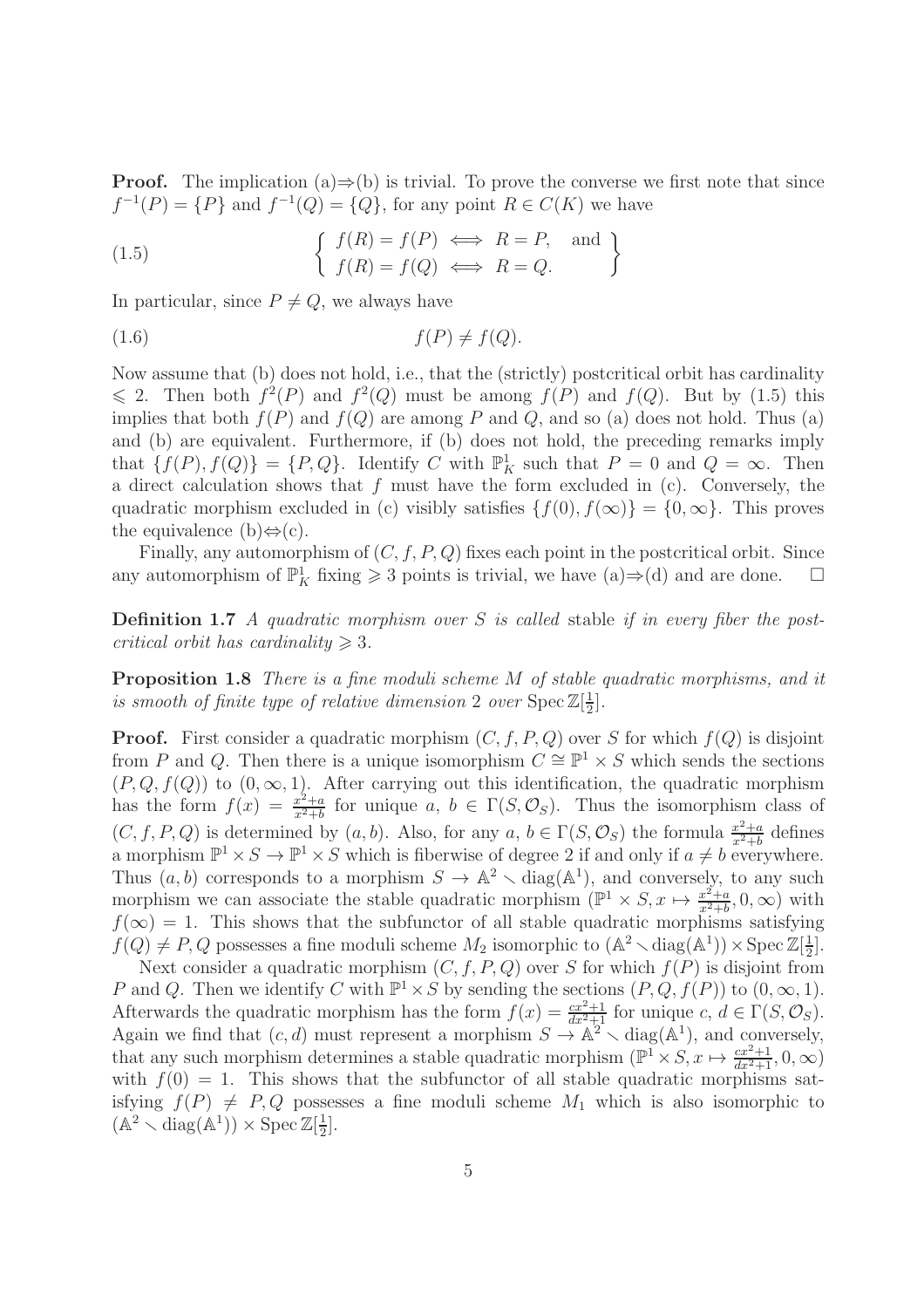**Proof.** The implication (a)$\Rightarrow$(b) is trivial. To prove the converse we first note that since $f^{-1}(P) = \{P\}$ and $f^{-1}(Q) = \{Q\}$, for any point $R \in C(K)$ we have

$$
\left\{ \begin{array}{l} f(R) = f(P) \iff R = P, \quad \text{and} \\ f(R) = f(Q) \iff R = Q. \end{array} \right\} \tag{1.5}
$$

In particular, since $P \neq Q$, we always have

$$
f(P) \neq f(Q). \tag{1.6}
$$

Now assume that (b) does not hold, i.e., that the (strictly) postcritical orbit has cardinality $\leqslant 2$. Then both $f^2(P)$ and $f^2(Q)$ must be among $f(P)$ and $f(Q)$. But by (1.5) this implies that both $f(P)$ and $f(Q)$ are among $P$ and $Q$, and so (a) does not hold. Thus (a) and (b) are equivalent. Furthermore, if (b) does not hold, the preceding remarks imply that $\{f(P), f(Q)\} = \{P, Q\}$. Identify $C$ with $\mathbb{P}^1_K$ such that $P = 0$ and $Q = \infty$. Then a direct calculation shows that $f$ must have the form excluded in (c). Conversely, the quadratic morphism excluded in (c) visibly satisfies $\{f(0), f(\infty)\} = \{0, \infty\}$. This proves the equivalence (b)$\Leftrightarrow$(c).

Finally, any automorphism of $(C, f, P, Q)$ fixes each point in the postcritical orbit. Since any automorphism of $\mathbb{P}^1_K$ fixing $\geqslant 3$ points is trivial, we have (a)$\Rightarrow$(d) and are done. $\square$

**Definition 1.7** *A quadratic morphism over $S$ is called* stable *if in every fiber the postcritical orbit has cardinality $\geqslant 3$.*

**Proposition 1.8** *There is a fine moduli scheme $M$ of stable quadratic morphisms, and it is smooth of finite type of relative dimension 2 over $\operatorname{Spec} \mathbb{Z}[\frac{1}{2}]$.*

**Proof.** First consider a quadratic morphism $(C, f, P, Q)$ over $S$ for which $f(Q)$ is disjoint from $P$ and $Q$. Then there is a unique isomorphism $C \cong \mathbb{P}^1 \times S$ which sends the sections $(P, Q, f(Q))$ to $(0, \infty, 1)$. After carrying out this identification, the quadratic morphism has the form $f(x) = \frac{x^2+a}{x^2+b}$ for unique $a,\ b \in \Gamma(S, \mathcal{O}_S)$. Thus the isomorphism class of $(C, f, P, Q)$ is determined by $(a, b)$. Also, for any $a,\ b \in \Gamma(S, \mathcal{O}_S)$ the formula $\frac{x^2+a}{x^2+b}$ defines a morphism $\mathbb{P}^1 \times S \to \mathbb{P}^1 \times S$ which is fiberwise of degree 2 if and only if $a \neq b$ everywhere. Thus $(a, b)$ corresponds to a morphism $S \to \mathbb{A}^2 \smallsetminus \operatorname{diag}(\mathbb{A}^1)$, and conversely, to any such morphism we can associate the stable quadratic morphism $(\mathbb{P}^1 \times S, x \mapsto \frac{x^2+a}{x^2+b}, 0, \infty)$ with $f(\infty) = 1$. This shows that the subfunctor of all stable quadratic morphisms satisfying $f(Q) \neq P, Q$ possesses a fine moduli scheme $M_2$ isomorphic to $(\mathbb{A}^2 \smallsetminus \operatorname{diag}(\mathbb{A}^1)) \times \operatorname{Spec} \mathbb{Z}[\frac{1}{2}]$.

Next consider a quadratic morphism $(C, f, P, Q)$ over $S$ for which $f(P)$ is disjoint from $P$ and $Q$. Then we identify $C$ with $\mathbb{P}^1 \times S$ by sending the sections $(P, Q, f(P))$ to $(0, \infty, 1)$. Afterwards the quadratic morphism has the form $f(x) = \frac{cx^2+1}{dx^2+1}$ for unique $c,\ d \in \Gamma(S, \mathcal{O}_S)$. Again we find that $(c, d)$ must represent a morphism $S \to \mathbb{A}^2 \smallsetminus \operatorname{diag}(\mathbb{A}^1)$, and conversely, that any such morphism determines a stable quadratic morphism $(\mathbb{P}^1 \times S, x \mapsto \frac{cx^2+1}{dx^2+1}, 0, \infty)$ with $f(0) = 1$. This shows that the subfunctor of all stable quadratic morphisms satisfying $f(P) \neq P, Q$ possesses a fine moduli scheme $M_1$ which is also isomorphic to $(\mathbb{A}^2 \smallsetminus \operatorname{diag}(\mathbb{A}^1)) \times \operatorname{Spec} \mathbb{Z}[\frac{1}{2}]$.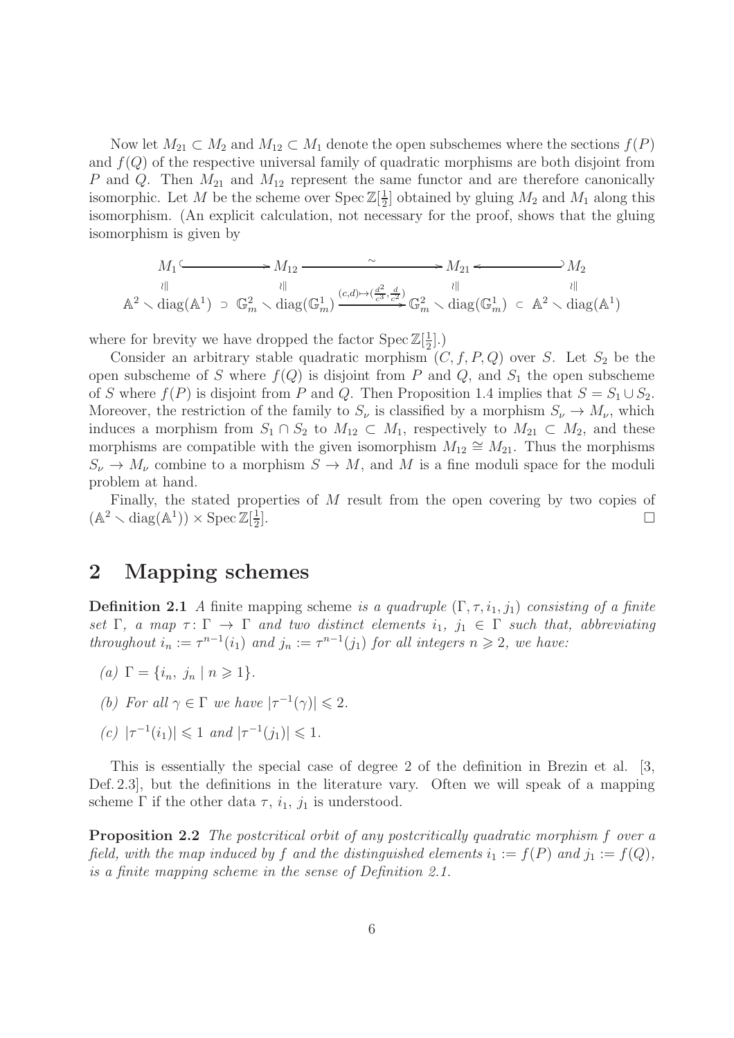Now let $M_{21} \subset M_2$ and $M_{12} \subset M_1$ denote the open subschemes where the sections $f(P)$ and $f(Q)$ of the respective universal family of quadratic morphisms are both disjoint from $P$ and $Q$. Then $M_{21}$ and $M_{12}$ represent the same functor and are therefore canonically isomorphic. Let $M$ be the scheme over $\operatorname{Spec}\mathbb{Z}[\frac{1}{2}]$ obtained by gluing $M_2$ and $M_1$ along this isomorphism. (An explicit calculation, not necessary for the proof, shows that the gluing isomorphism is given by

$$
\begin{array}{ccccccc}
M_1 & \hookleftarrow & M_{12} & \xrightarrow{\ \sim\ } & M_{21} & \hookrightarrow & M_2 \\
\wr\| & & \wr\| & & \wr\| & & \wr\| \\
\mathbb{A}^2 \smallsetminus \operatorname{diag}(\mathbb{A}^1) & \supset & \mathbb{G}_m^2 \smallsetminus \operatorname{diag}(\mathbb{G}_m^1) & \xrightarrow{(c,d)\mapsto(\frac{d^2}{c^3},\frac{d}{c^2})} & \mathbb{G}_m^2 \smallsetminus \operatorname{diag}(\mathbb{G}_m^1) & \subset & \mathbb{A}^2 \smallsetminus \operatorname{diag}(\mathbb{A}^1)
\end{array}
$$

where for brevity we have dropped the factor $\operatorname{Spec}\mathbb{Z}[\frac{1}{2}]$.)

Consider an arbitrary stable quadratic morphism $(C, f, P, Q)$ over $S$. Let $S_2$ be the open subscheme of $S$ where $f(Q)$ is disjoint from $P$ and $Q$, and $S_1$ the open subscheme of $S$ where $f(P)$ is disjoint from $P$ and $Q$. Then Proposition 1.4 implies that $S = S_1 \cup S_2$. Moreover, the restriction of the family to $S_\nu$ is classified by a morphism $S_\nu \to M_\nu$, which induces a morphism from $S_1 \cap S_2$ to $M_{12} \subset M_1$, respectively to $M_{21} \subset M_2$, and these morphisms are compatible with the given isomorphism $M_{12} \cong M_{21}$. Thus the morphisms $S_\nu \to M_\nu$ combine to a morphism $S \to M$, and $M$ is a fine moduli space for the moduli problem at hand.

Finally, the stated properties of $M$ result from the open covering by two copies of $(\mathbb{A}^2 \smallsetminus \operatorname{diag}(\mathbb{A}^1)) \times \operatorname{Spec}\mathbb{Z}[\frac{1}{2}]$. $\square$

## 2 Mapping schemes

**Definition 2.1** *A* finite mapping scheme *is a quadruple $(\Gamma, \tau, i_1, j_1)$ consisting of a finite set $\Gamma$, a map $\tau\colon \Gamma \to \Gamma$ and two distinct elements $i_1$, $j_1 \in \Gamma$ such that, abbreviating throughout $i_n := \tau^{n-1}(i_1)$ and $j_n := \tau^{n-1}(j_1)$ for all integers $n \geqslant 2$, we have:*

*(a) $\Gamma = \{i_n,\ j_n \mid n \geqslant 1\}$.*

*(b) For all $\gamma \in \Gamma$ we have $|\tau^{-1}(\gamma)| \leqslant 2$.*

*(c) $|\tau^{-1}(i_1)| \leqslant 1$ and $|\tau^{-1}(j_1)| \leqslant 1$.*

This is essentially the special case of degree 2 of the definition in Brezin et al. [3, Def. 2.3], but the definitions in the literature vary. Often we will speak of a mapping scheme $\Gamma$ if the other data $\tau$, $i_1$, $j_1$ is understood.

**Proposition 2.2** *The postcritical orbit of any postcritically quadratic morphism $f$ over a field, with the map induced by $f$ and the distinguished elements $i_1 := f(P)$ and $j_1 := f(Q)$, is a finite mapping scheme in the sense of Definition 2.1.*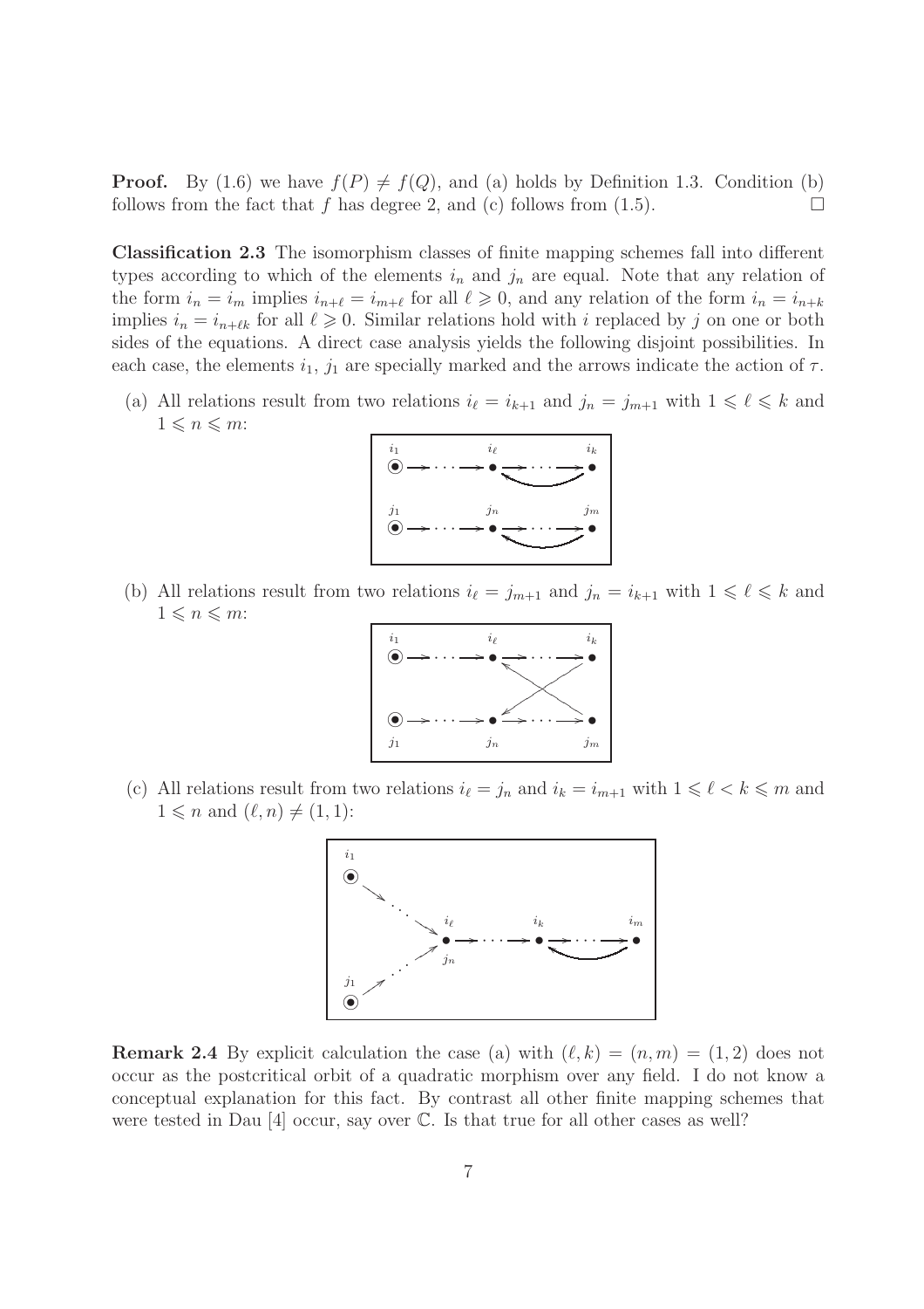**Proof.** By (1.6) we have $f(P) \neq f(Q)$, and (a) holds by Definition 1.3. Condition (b) follows from the fact that $f$ has degree 2, and (c) follows from (1.5). $\square$

**Classification 2.3** The isomorphism classes of finite mapping schemes fall into different types according to which of the elements $i_n$ and $j_n$ are equal. Note that any relation of the form $i_n = i_m$ implies $i_{n+\ell} = i_{m+\ell}$ for all $\ell \geqslant 0$, and any relation of the form $i_n = i_{n+k}$ implies $i_n = i_{n+\ell k}$ for all $\ell \geqslant 0$. Similar relations hold with $i$ replaced by $j$ on one or both sides of the equations. A direct case analysis yields the following disjoint possibilities. In each case, the elements $i_1$, $j_1$ are specially marked and the arrows indicate the action of $\tau$.

(a) All relations result from two relations $i_\ell = i_{k+1}$ and $j_n = j_{m+1}$ with $1 \leqslant \ell \leqslant k$ and $1 \leqslant n \leqslant m$:

(b) All relations result from two relations $i_\ell = j_{m+1}$ and $j_n = i_{k+1}$ with $1 \leqslant \ell \leqslant k$ and $1 \leqslant n \leqslant m$:

(c) All relations result from two relations $i_\ell = j_n$ and $i_k = i_{m+1}$ with $1 \leqslant \ell < k \leqslant m$ and $1 \leqslant n$ and $(\ell, n) \neq (1, 1)$:

**Remark 2.4** By explicit calculation the case (a) with $(\ell, k) = (n, m) = (1, 2)$ does not occur as the postcritical orbit of a quadratic morphism over any field. I do not know a conceptual explanation for this fact. By contrast all other finite mapping schemes that were tested in Dau [4] occur, say over $\mathbb{C}$. Is that true for all other cases as well?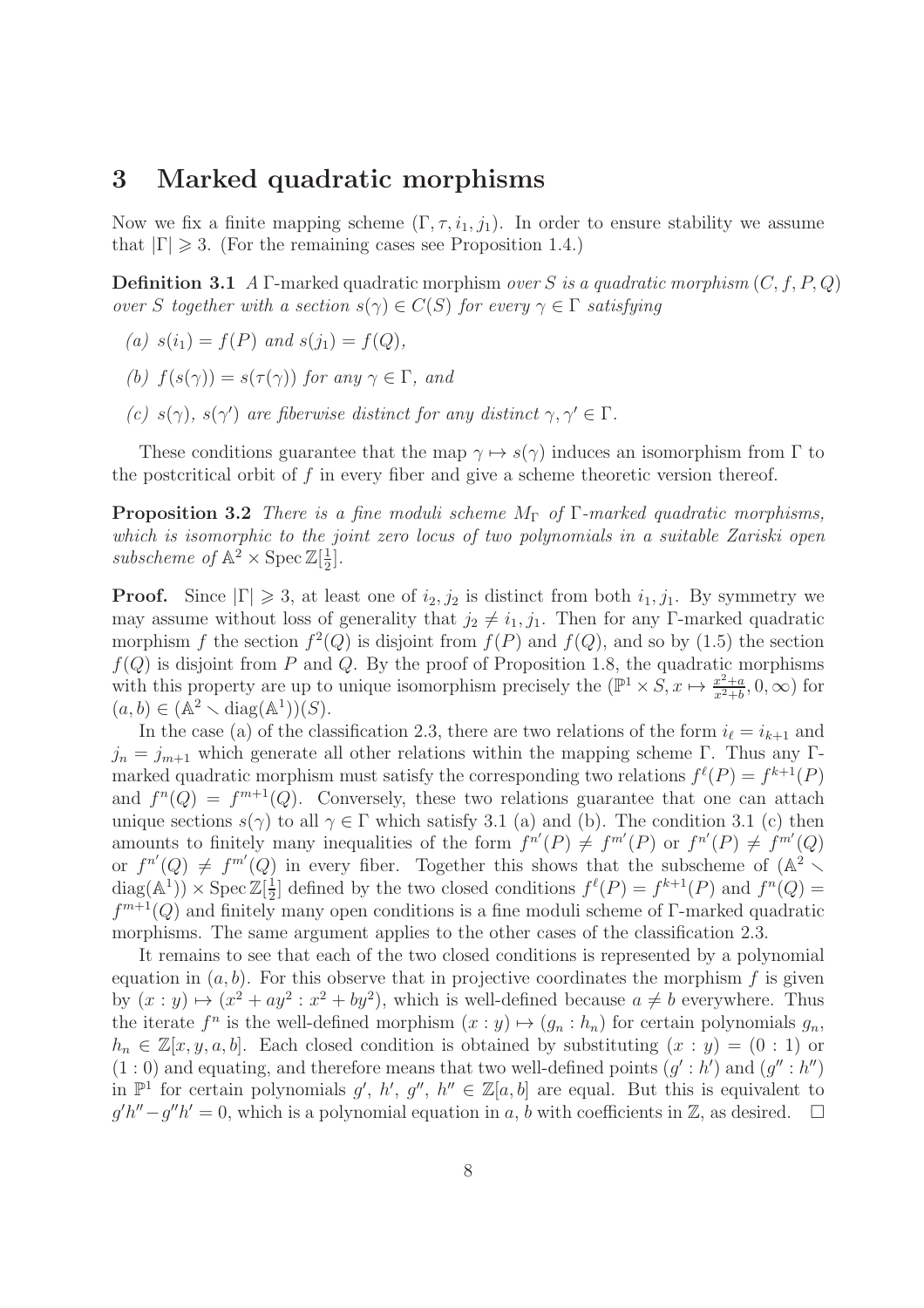# 3 Marked quadratic morphisms

Now we fix a finite mapping scheme $(\Gamma, \tau, i_1, j_1)$. In order to ensure stability we assume that $|\Gamma| \geqslant 3$. (For the remaining cases see Proposition 1.4.)

**Definition 3.1** *A* $\Gamma$-marked quadratic morphism *over $S$ is a quadratic morphism $(C, f, P, Q)$ over $S$ together with a section $s(\gamma) \in C(S)$ for every $\gamma \in \Gamma$ satisfying*

*(a) $s(i_1) = f(P)$ and $s(j_1) = f(Q)$,*

*(b) $f(s(\gamma)) = s(\tau(\gamma))$ for any $\gamma \in \Gamma$, and*

*(c) $s(\gamma)$, $s(\gamma')$ are fiberwise distinct for any distinct $\gamma, \gamma' \in \Gamma$.*

These conditions guarantee that the map $\gamma \mapsto s(\gamma)$ induces an isomorphism from $\Gamma$ to the postcritical orbit of $f$ in every fiber and give a scheme theoretic version thereof.

**Proposition 3.2** *There is a fine moduli scheme $M_\Gamma$ of $\Gamma$-marked quadratic morphisms, which is isomorphic to the joint zero locus of two polynomials in a suitable Zariski open subscheme of $\mathbb{A}^2 \times \operatorname{Spec} \mathbb{Z}[\frac{1}{2}]$.*

**Proof.** Since $|\Gamma| \geqslant 3$, at least one of $i_2, j_2$ is distinct from both $i_1, j_1$. By symmetry we may assume without loss of generality that $j_2 \neq i_1, j_1$. Then for any $\Gamma$-marked quadratic morphism $f$ the section $f^2(Q)$ is disjoint from $f(P)$ and $f(Q)$, and so by (1.5) the section $f(Q)$ is disjoint from $P$ and $Q$. By the proof of Proposition 1.8, the quadratic morphisms with this property are up to unique isomorphism precisely the $(\mathbb{P}^1 \times S, x \mapsto \frac{x^2+a}{x^2+b}, 0, \infty)$ for $(a, b) \in (\mathbb{A}^2 \smallsetminus \operatorname{diag}(\mathbb{A}^1))(S)$.

In the case (a) of the classification 2.3, there are two relations of the form $i_\ell = i_{k+1}$ and $j_n = j_{m+1}$ which generate all other relations within the mapping scheme $\Gamma$. Thus any $\Gamma$-marked quadratic morphism must satisfy the corresponding two relations $f^\ell(P) = f^{k+1}(P)$ and $f^n(Q) = f^{m+1}(Q)$. Conversely, these two relations guarantee that one can attach unique sections $s(\gamma)$ to all $\gamma \in \Gamma$ which satisfy 3.1 (a) and (b). The condition 3.1 (c) then amounts to finitely many inequalities of the form $f^{n'}(P) \neq f^{m'}(P)$ or $f^{n'}(P) \neq f^{m'}(Q)$ or $f^{n'}(Q) \neq f^{m'}(Q)$ in every fiber. Together this shows that the subscheme of $(\mathbb{A}^2 \smallsetminus \operatorname{diag}(\mathbb{A}^1)) \times \operatorname{Spec} \mathbb{Z}[\frac{1}{2}]$ defined by the two closed conditions $f^\ell(P) = f^{k+1}(P)$ and $f^n(Q) = f^{m+1}(Q)$ and finitely many open conditions is a fine moduli scheme of $\Gamma$-marked quadratic morphisms. The same argument applies to the other cases of the classification 2.3.

It remains to see that each of the two closed conditions is represented by a polynomial equation in $(a, b)$. For this observe that in projective coordinates the morphism $f$ is given by $(x : y) \mapsto (x^2 + ay^2 : x^2 + by^2)$, which is well-defined because $a \neq b$ everywhere. Thus the iterate $f^n$ is the well-defined morphism $(x : y) \mapsto (g_n : h_n)$ for certain polynomials $g_n$, $h_n \in \mathbb{Z}[x, y, a, b]$. Each closed condition is obtained by substituting $(x : y) = (0 : 1)$ or $(1 : 0)$ and equating, and therefore means that two well-defined points $(g' : h')$ and $(g'' : h'')$ in $\mathbb{P}^1$ for certain polynomials $g'$, $h'$, $g''$, $h'' \in \mathbb{Z}[a, b]$ are equal. But this is equivalent to $g'h'' - g''h' = 0$, which is a polynomial equation in $a$, $b$ with coefficients in $\mathbb{Z}$, as desired. $\square$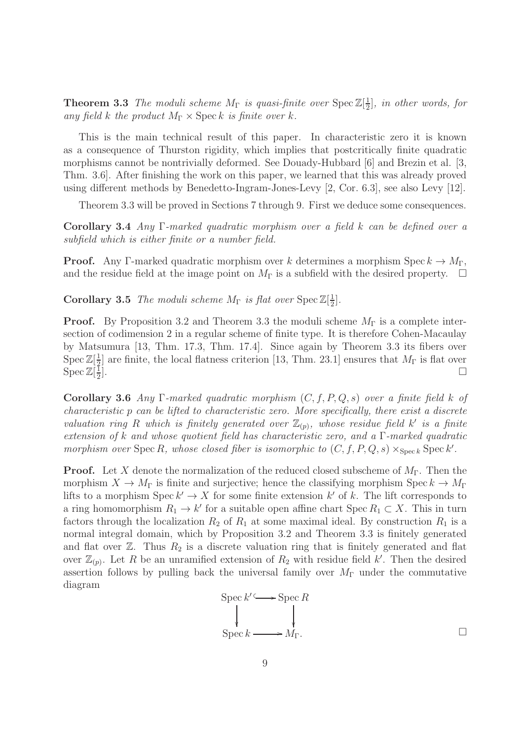**Theorem 3.3** *The moduli scheme $M_\Gamma$ is quasi-finite over $\operatorname{Spec}\mathbb{Z}[\frac{1}{2}]$, in other words, for any field $k$ the product $M_\Gamma \times \operatorname{Spec} k$ is finite over $k$.*

This is the main technical result of this paper. In characteristic zero it is known as a consequence of Thurston rigidity, which implies that postcritically finite quadratic morphisms cannot be nontrivially deformed. See Douady-Hubbard [6] and Brezin et al. [3, Thm. 3.6]. After finishing the work on this paper, we learned that this was already proved using different methods by Benedetto-Ingram-Jones-Levy [2, Cor. 6.3], see also Levy [12].

Theorem 3.3 will be proved in Sections 7 through 9. First we deduce some consequences.

**Corollary 3.4** *Any $\Gamma$-marked quadratic morphism over a field $k$ can be defined over a subfield which is either finite or a number field.*

**Proof.** Any $\Gamma$-marked quadratic morphism over $k$ determines a morphism $\operatorname{Spec} k \to M_\Gamma$, and the residue field at the image point on $M_\Gamma$ is a subfield with the desired property. $\square$

**Corollary 3.5** *The moduli scheme $M_\Gamma$ is flat over $\operatorname{Spec}\mathbb{Z}[\frac{1}{2}]$.*

**Proof.** By Proposition 3.2 and Theorem 3.3 the moduli scheme $M_\Gamma$ is a complete intersection of codimension 2 in a regular scheme of finite type. It is therefore Cohen-Macaulay by Matsumura [13, Thm. 17.3, Thm. 17.4]. Since again by Theorem 3.3 its fibers over $\operatorname{Spec}\mathbb{Z}[\frac{1}{2}]$ are finite, the local flatness criterion [13, Thm. 23.1] ensures that $M_\Gamma$ is flat over $\operatorname{Spec}\mathbb{Z}[\frac{1}{2}]$. $\square$

**Corollary 3.6** *Any $\Gamma$-marked quadratic morphism $(C, f, P, Q, s)$ over a finite field $k$ of characteristic $p$ can be lifted to characteristic zero. More specifically, there exist a discrete valuation ring $R$ which is finitely generated over $\mathbb{Z}_{(p)}$, whose residue field $k'$ is a finite extension of $k$ and whose quotient field has characteristic zero, and a $\Gamma$-marked quadratic morphism over $\operatorname{Spec} R$, whose closed fiber is isomorphic to $(C, f, P, Q, s) \times_{\operatorname{Spec} k} \operatorname{Spec} k'$.*

**Proof.** Let $X$ denote the normalization of the reduced closed subscheme of $M_\Gamma$. Then the morphism $X \to M_\Gamma$ is finite and surjective; hence the classifying morphism $\operatorname{Spec} k \to M_\Gamma$ lifts to a morphism $\operatorname{Spec} k' \to X$ for some finite extension $k'$ of $k$. The lift corresponds to a ring homomorphism $R_1 \to k'$ for a suitable open affine chart $\operatorname{Spec} R_1 \subset X$. This in turn factors through the localization $R_2$ of $R_1$ at some maximal ideal. By construction $R_1$ is a normal integral domain, which by Proposition 3.2 and Theorem 3.3 is finitely generated and flat over $\mathbb{Z}$. Thus $R_2$ is a discrete valuation ring that is finitely generated and flat over $\mathbb{Z}_{(p)}$. Let $R$ be an unramified extension of $R_2$ with residue field $k'$. Then the desired assertion follows by pulling back the universal family over $M_\Gamma$ under the commutative diagram

$$\begin{array}{ccc} \operatorname{Spec} k' & \hookrightarrow & \operatorname{Spec} R \\ \downarrow & & \downarrow \\ \operatorname{Spec} k & \longrightarrow & M_\Gamma. \end{array}$$

$\square$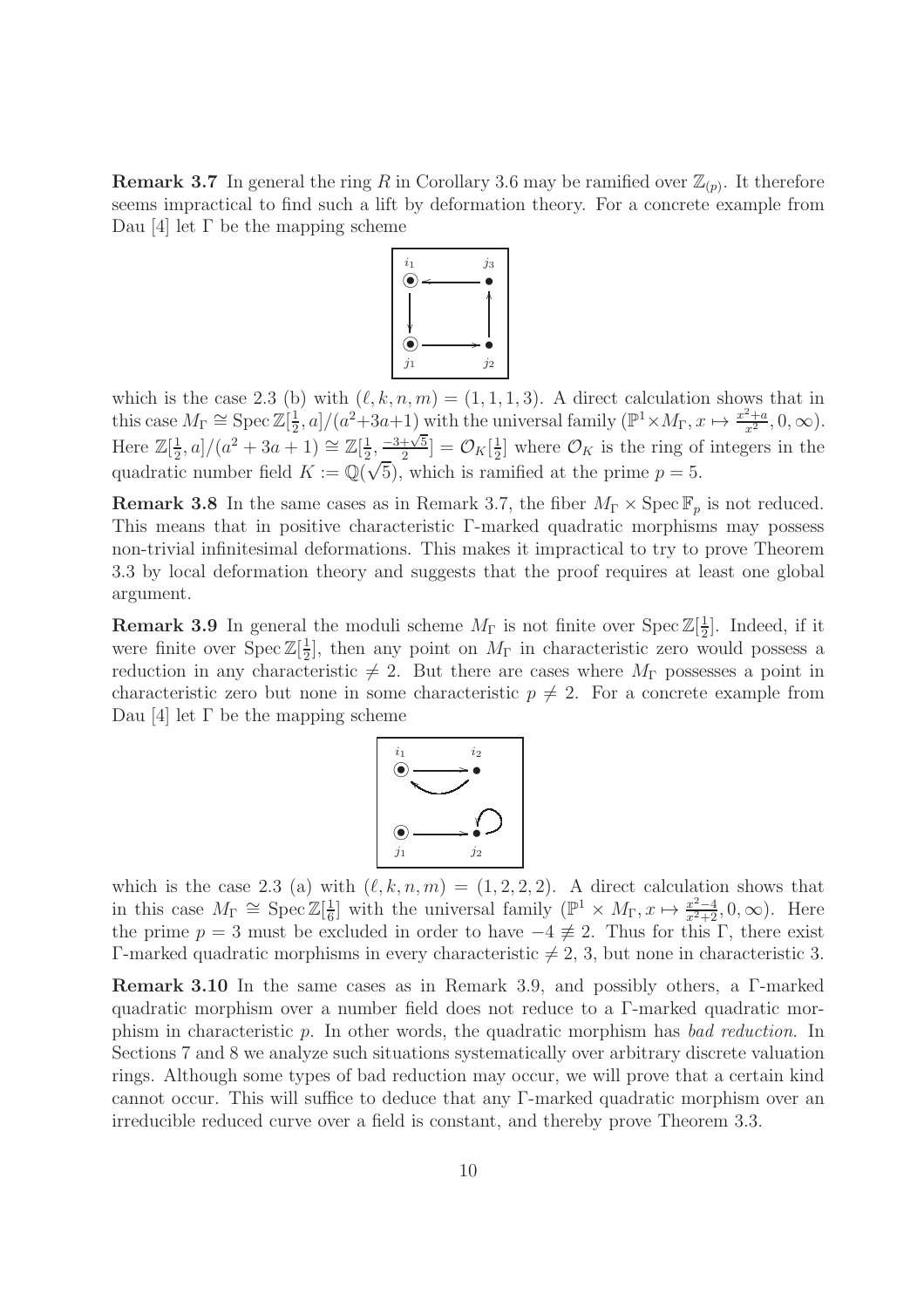**Remark 3.7** In general the ring $R$ in Corollary 3.6 may be ramified over $\mathbb{Z}_{(p)}$. It therefore seems impractical to find such a lift by deformation theory. For a concrete example from Dau [4] let $\Gamma$ be the mapping scheme

which is the case 2.3 (b) with $(\ell, k, n, m) = (1, 1, 1, 3)$. A direct calculation shows that in this case $M_\Gamma \cong \operatorname{Spec} \mathbb{Z}[\frac{1}{2}, a]/(a^2+3a+1)$ with the universal family $(\mathbb{P}^1 \times M_\Gamma, x \mapsto \frac{x^2+a}{x^2}, 0, \infty)$. Here $\mathbb{Z}[\frac{1}{2}, a]/(a^2 + 3a + 1) \cong \mathbb{Z}[\frac{1}{2}, \frac{-3+\sqrt{5}}{2}] = \mathcal{O}_K[\frac{1}{2}]$ where $\mathcal{O}_K$ is the ring of integers in the quadratic number field $K := \mathbb{Q}(\sqrt{5})$, which is ramified at the prime $p = 5$.

**Remark 3.8** In the same cases as in Remark 3.7, the fiber $M_\Gamma \times \operatorname{Spec} \mathbb{F}_p$ is not reduced. This means that in positive characteristic $\Gamma$-marked quadratic morphisms may possess non-trivial infinitesimal deformations. This makes it impractical to try to prove Theorem 3.3 by local deformation theory and suggests that the proof requires at least one global argument.

**Remark 3.9** In general the moduli scheme $M_\Gamma$ is not finite over $\operatorname{Spec} \mathbb{Z}[\frac{1}{2}]$. Indeed, if it were finite over $\operatorname{Spec} \mathbb{Z}[\frac{1}{2}]$, then any point on $M_\Gamma$ in characteristic zero would possess a reduction in any characteristic $\neq 2$. But there are cases where $M_\Gamma$ possesses a point in characteristic zero but none in some characteristic $p \neq 2$. For a concrete example from Dau [4] let $\Gamma$ be the mapping scheme

which is the case 2.3 (a) with $(\ell, k, n, m) = (1, 2, 2, 2)$. A direct calculation shows that in this case $M_\Gamma \cong \operatorname{Spec} \mathbb{Z}[\frac{1}{6}]$ with the universal family $(\mathbb{P}^1 \times M_\Gamma, x \mapsto \frac{x^2-4}{x^2+2}, 0, \infty)$. Here the prime $p = 3$ must be excluded in order to have $-4 \not\equiv 2$. Thus for this $\Gamma$, there exist $\Gamma$-marked quadratic morphisms in every characteristic $\neq 2$, 3, but none in characteristic 3.

**Remark 3.10** In the same cases as in Remark 3.9, and possibly others, a $\Gamma$-marked quadratic morphism over a number field does not reduce to a $\Gamma$-marked quadratic morphism in characteristic $p$. In other words, the quadratic morphism has *bad reduction*. In Sections 7 and 8 we analyze such situations systematically over arbitrary discrete valuation rings. Although some types of bad reduction may occur, we will prove that a certain kind cannot occur. This will suffice to deduce that any $\Gamma$-marked quadratic morphism over an irreducible reduced curve over a field is constant, and thereby prove Theorem 3.3.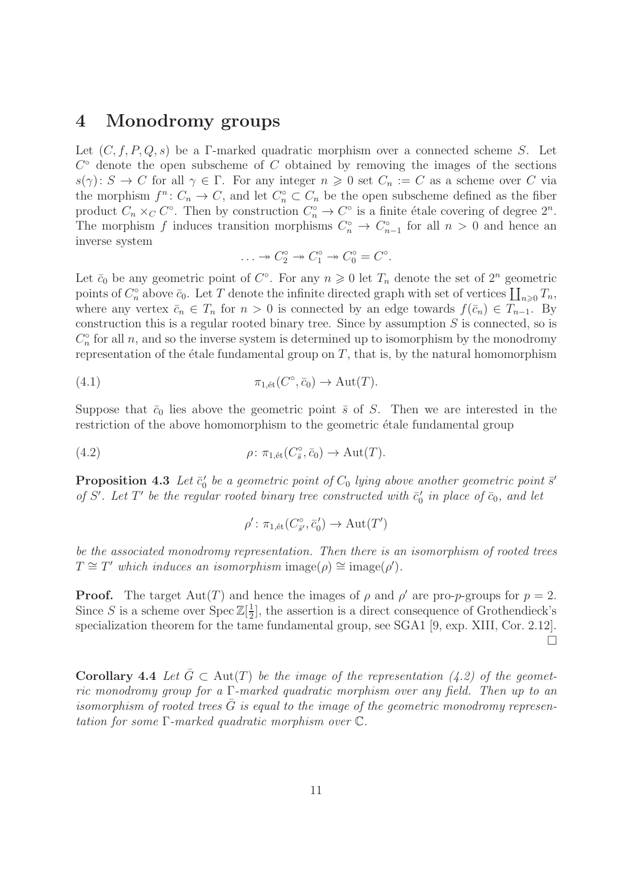# 4 Monodromy groups

Let $(C, f, P, Q, s)$ be a $\Gamma$-marked quadratic morphism over a connected scheme $S$. Let $C^\circ$ denote the open subscheme of $C$ obtained by removing the images of the sections $s(\gamma)\colon S \to C$ for all $\gamma \in \Gamma$. For any integer $n \geqslant 0$ set $C_n := C$ as a scheme over $C$ via the morphism $f^n\colon C_n \to C$, and let $C_n^\circ \subset C_n$ be the open subscheme defined as the fiber product $C_n \times_C C^\circ$. Then by construction $C_n^\circ \to C^\circ$ is a finite étale covering of degree $2^n$. The morphism $f$ induces transition morphisms $C_n^\circ \to C_{n-1}^\circ$ for all $n > 0$ and hence an inverse system

$$\ldots \twoheadrightarrow C_2^\circ \twoheadrightarrow C_1^\circ \twoheadrightarrow C_0^\circ = C^\circ.$$

Let $\bar{c}_0$ be any geometric point of $C^\circ$. For any $n \geqslant 0$ let $T_n$ denote the set of $2^n$ geometric points of $C_n^\circ$ above $\bar{c}_0$. Let $T$ denote the infinite directed graph with set of vertices $\coprod_{n \geqslant 0} T_n$, where any vertex $\bar{c}_n \in T_n$ for $n > 0$ is connected by an edge towards $f(\bar{c}_n) \in T_{n-1}$. By construction this is a regular rooted binary tree. Since by assumption $S$ is connected, so is $C_n^\circ$ for all $n$, and so the inverse system is determined up to isomorphism by the monodromy representation of the étale fundamental group on $T$, that is, by the natural homomorphism

$$\pi_{1,\text{ét}}(C^\circ, \bar{c}_0) \to \operatorname{Aut}(T). \tag{4.1}$$

Suppose that $\bar{c}_0$ lies above the geometric point $\bar{s}$ of $S$. Then we are interested in the restriction of the above homomorphism to the geometric étale fundamental group

$$\rho\colon \pi_{1,\text{ét}}(C_{\bar{s}}^\circ, \bar{c}_0) \to \operatorname{Aut}(T). \tag{4.2}$$

**Proposition 4.3** *Let $\bar{c}_0'$ be a geometric point of $C_0$ lying above another geometric point $\bar{s}'$ of $S'$. Let $T'$ be the regular rooted binary tree constructed with $\bar{c}_0'$ in place of $\bar{c}_0$, and let*

$$\rho'\colon \pi_{1,\text{ét}}(C_{\bar{s}'}^\circ, \bar{c}_0') \to \operatorname{Aut}(T')$$

*be the associated monodromy representation. Then there is an isomorphism of rooted trees $T \cong T'$ which induces an isomorphism $\operatorname{image}(\rho) \cong \operatorname{image}(\rho')$.*

**Proof.** The target $\operatorname{Aut}(T)$ and hence the images of $\rho$ and $\rho'$ are pro-$p$-groups for $p = 2$. Since $S$ is a scheme over $\operatorname{Spec} \mathbb{Z}[\frac{1}{2}]$, the assertion is a direct consequence of Grothendieck's specialization theorem for the tame fundamental group, see SGA1 [9, exp. XIII, Cor. 2.12]. $\square$

**Corollary 4.4** *Let $\bar{G} \subset \operatorname{Aut}(T)$ be the image of the representation (4.2) of the geometric monodromy group for a $\Gamma$-marked quadratic morphism over any field. Then up to an isomorphism of rooted trees $\bar{G}$ is equal to the image of the geometric monodromy representation for some $\Gamma$-marked quadratic morphism over $\mathbb{C}$.*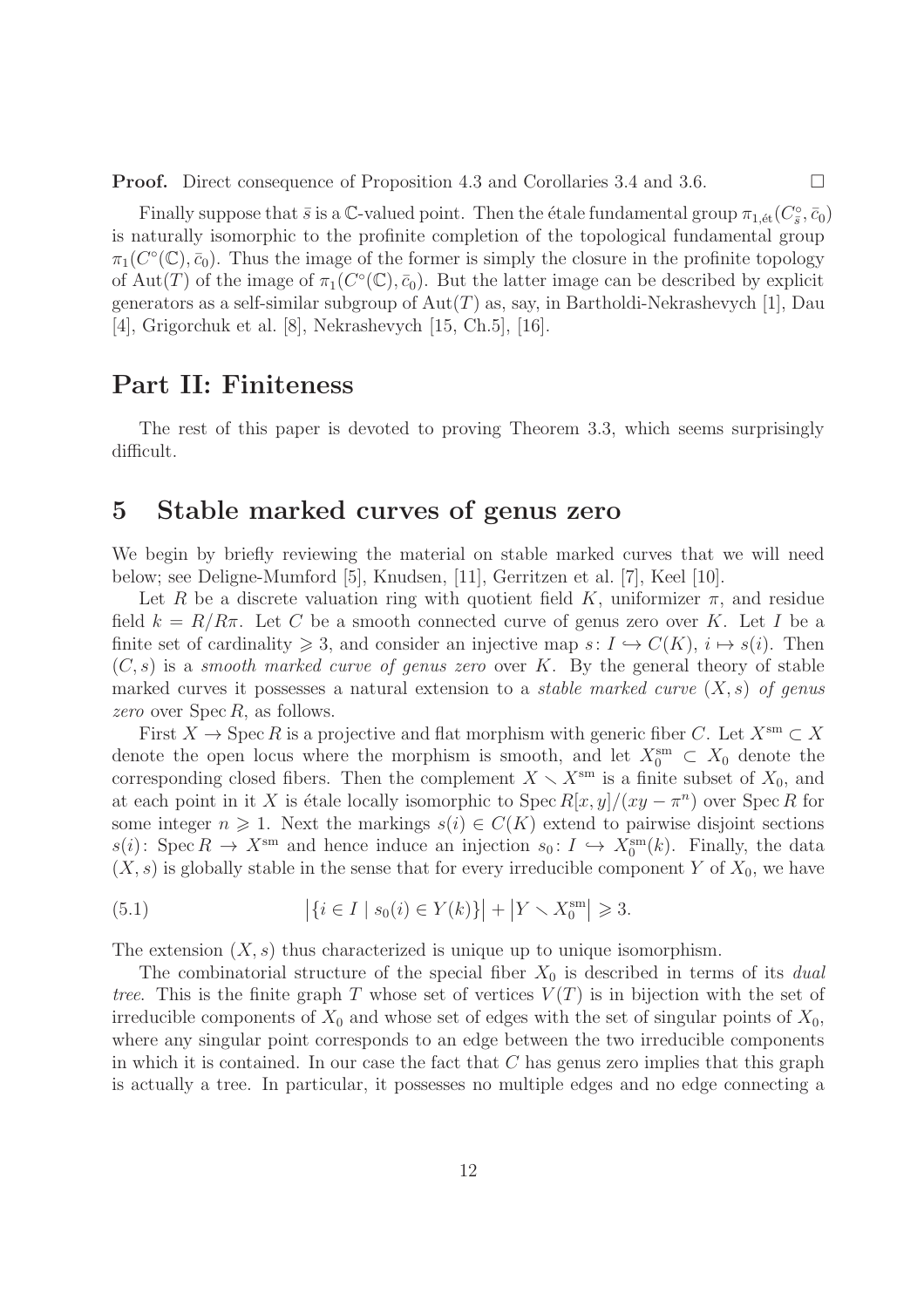**Proof.** Direct consequence of Proposition 4.3 and Corollaries 3.4 and 3.6. $\square$

Finally suppose that $\bar{s}$ is a $\mathbb{C}$-valued point. Then the étale fundamental group $\pi_{1,\text{ét}}(C^\circ_{\bar{s}}, \bar{c}_0)$ is naturally isomorphic to the profinite completion of the topological fundamental group $\pi_1(C^\circ(\mathbb{C}), \bar{c}_0)$. Thus the image of the former is simply the closure in the profinite topology of $\text{Aut}(T)$ of the image of $\pi_1(C^\circ(\mathbb{C}), \bar{c}_0)$. But the latter image can be described by explicit generators as a self-similar subgroup of $\text{Aut}(T)$ as, say, in Bartholdi-Nekrashevych [1], Dau [4], Grigorchuk et al. [8], Nekrashevych [15, Ch.5], [16].

# Part II: Finiteness

The rest of this paper is devoted to proving Theorem 3.3, which seems surprisingly difficult.

## 5 Stable marked curves of genus zero

We begin by briefly reviewing the material on stable marked curves that we will need below; see Deligne-Mumford [5], Knudsen, [11], Gerritzen et al. [7], Keel [10].

Let $R$ be a discrete valuation ring with quotient field $K$, uniformizer $\pi$, and residue field $k = R/R\pi$. Let $C$ be a smooth connected curve of genus zero over $K$. Let $I$ be a finite set of cardinality $\geqslant 3$, and consider an injective map $s\colon I \hookrightarrow C(K)$, $i \mapsto s(i)$. Then $(C, s)$ is a *smooth marked curve of genus zero* over $K$. By the general theory of stable marked curves it possesses a natural extension to a *stable marked curve* $(X, s)$ *of genus zero* over $\operatorname{Spec} R$, as follows.

First $X \to \operatorname{Spec} R$ is a projective and flat morphism with generic fiber $C$. Let $X^{\text{sm}} \subset X$ denote the open locus where the morphism is smooth, and let $X_0^{\text{sm}} \subset X_0$ denote the corresponding closed fibers. Then the complement $X \smallsetminus X^{\text{sm}}$ is a finite subset of $X_0$, and at each point in it $X$ is étale locally isomorphic to $\operatorname{Spec} R[x,y]/(xy - \pi^n)$ over $\operatorname{Spec} R$ for some integer $n \geqslant 1$. Next the markings $s(i) \in C(K)$ extend to pairwise disjoint sections $s(i)\colon \operatorname{Spec} R \to X^{\text{sm}}$ and hence induce an injection $s_0\colon I \hookrightarrow X_0^{\text{sm}}(k)$. Finally, the data $(X, s)$ is globally stable in the sense that for every irreducible component $Y$ of $X_0$, we have

$$\big|\{i \in I \mid s_0(i) \in Y(k)\}\big| + \big|Y \smallsetminus X_0^{\text{sm}}\big| \geqslant 3. \tag{5.1}$$

The extension $(X, s)$ thus characterized is unique up to unique isomorphism.

The combinatorial structure of the special fiber $X_0$ is described in terms of its *dual tree*. This is the finite graph $T$ whose set of vertices $V(T)$ is in bijection with the set of irreducible components of $X_0$ and whose set of edges with the set of singular points of $X_0$, where any singular point corresponds to an edge between the two irreducible components in which it is contained. In our case the fact that $C$ has genus zero implies that this graph is actually a tree. In particular, it possesses no multiple edges and no edge connecting a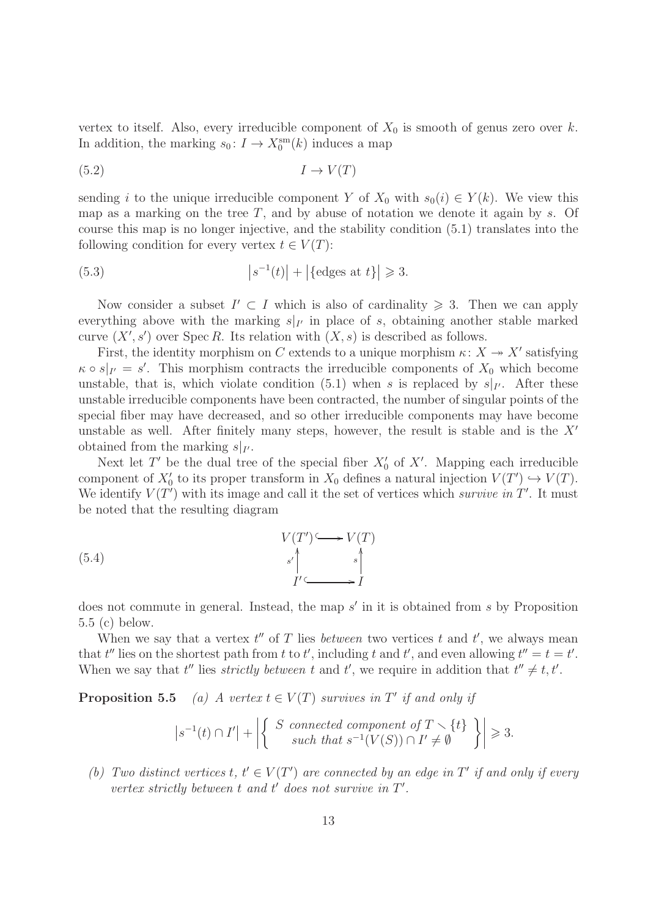vertex to itself. Also, every irreducible component of $X_0$ is smooth of genus zero over $k$. In addition, the marking $s_0 \colon I \to X_0^{\mathrm{sm}}(k)$ induces a map

$$I \to V(T) \tag{5.2}$$

sending $i$ to the unique irreducible component $Y$ of $X_0$ with $s_0(i) \in Y(k)$. We view this map as a marking on the tree $T$, and by abuse of notation we denote it again by $s$. Of course this map is no longer injective, and the stability condition (5.1) translates into the following condition for every vertex $t \in V(T)$:

$$\left|s^{-1}(t)\right| + \left|\{\text{edges at } t\}\right| \geqslant 3. \tag{5.3}$$

Now consider a subset $I' \subset I$ which is also of cardinality $\geqslant 3$. Then we can apply everything above with the marking $s|_{I'}$ in place of $s$, obtaining another stable marked curve $(X', s')$ over $\operatorname{Spec} R$. Its relation with $(X, s)$ is described as follows.

First, the identity morphism on $C$ extends to a unique morphism $\kappa \colon X \twoheadrightarrow X'$ satisfying $\kappa \circ s|_{I'} = s'$. This morphism contracts the irreducible components of $X_0$ which become unstable, that is, which violate condition (5.1) when $s$ is replaced by $s|_{I'}$. After these unstable irreducible components have been contracted, the number of singular points of the special fiber may have decreased, and so other irreducible components may have become unstable as well. After finitely many steps, however, the result is stable and is the $X'$ obtained from the marking $s|_{I'}$.

Next let $T'$ be the dual tree of the special fiber $X_0'$ of $X'$. Mapping each irreducible component of $X_0'$ to its proper transform in $X_0$ defines a natural injection $V(T') \hookrightarrow V(T)$. We identify $V(T')$ with its image and call it the set of vertices which *survive in* $T'$. It must be noted that the resulting diagram

$$\begin{array}{ccc} V(T') & \hookrightarrow & V(T) \\ {\scriptstyle s'}\uparrow & & \uparrow{\scriptstyle s} \\ I' & \hookrightarrow & I \end{array} \tag{5.4}$$

does not commute in general. Instead, the map $s'$ in it is obtained from $s$ by Proposition 5.5 (c) below.

When we say that a vertex $t''$ of $T$ lies *between* two vertices $t$ and $t'$, we always mean that $t''$ lies on the shortest path from $t$ to $t'$, including $t$ and $t'$, and even allowing $t'' = t = t'$. When we say that $t''$ lies *strictly between* $t$ and $t'$, we require in addition that $t'' \neq t, t'$.

**Proposition 5.5** *(a) A vertex $t \in V(T)$ survives in $T'$ if and only if*

$$\left|s^{-1}(t) \cap I'\right| + \left|\left\{ \begin{array}{c} S \text{ connected component of } T \smallsetminus \{t\} \\ \text{such that } s^{-1}(V(S)) \cap I' \neq \emptyset \end{array} \right\}\right| \geqslant 3.$$

*(b) Two distinct vertices $t$, $t' \in V(T')$ are connected by an edge in $T'$ if and only if every vertex strictly between $t$ and $t'$ does not survive in $T'$.*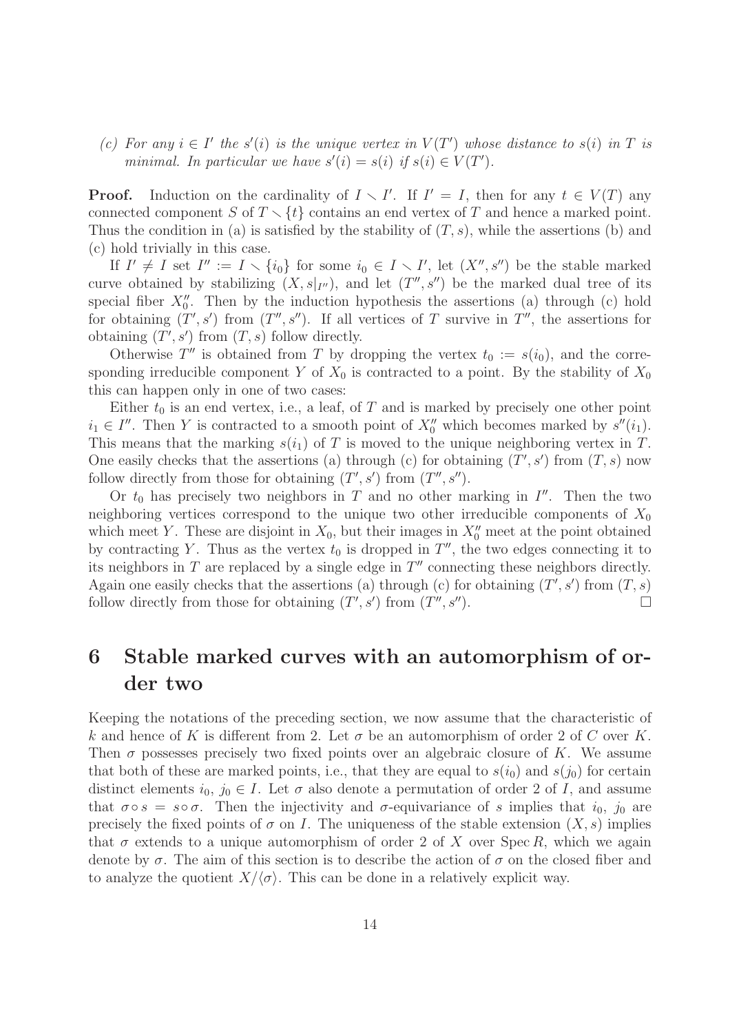*(c) For any $i \in I'$ the $s'(i)$ is the unique vertex in $V(T')$ whose distance to $s(i)$ in $T$ is minimal. In particular we have $s'(i) = s(i)$ if $s(i) \in V(T')$.*

**Proof.** Induction on the cardinality of $I \setminus I'$. If $I' = I$, then for any $t \in V(T)$ any connected component $S$ of $T \setminus \{t\}$ contains an end vertex of $T$ and hence a marked point. Thus the condition in (a) is satisfied by the stability of $(T, s)$, while the assertions (b) and (c) hold trivially in this case.

If $I' \neq I$ set $I'' := I \setminus \{i_0\}$ for some $i_0 \in I \setminus I'$, let $(X'', s'')$ be the stable marked curve obtained by stabilizing $(X, s|_{I''})$, and let $(T'', s'')$ be the marked dual tree of its special fiber $X_0''$. Then by the induction hypothesis the assertions (a) through (c) hold for obtaining $(T', s')$ from $(T'', s'')$. If all vertices of $T$ survive in $T''$, the assertions for obtaining $(T', s')$ from $(T, s)$ follow directly.

Otherwise $T''$ is obtained from $T$ by dropping the vertex $t_0 := s(i_0)$, and the corresponding irreducible component $Y$ of $X_0$ is contracted to a point. By the stability of $X_0$ this can happen only in one of two cases:

Either $t_0$ is an end vertex, i.e., a leaf, of $T$ and is marked by precisely one other point $i_1 \in I''$. Then $Y$ is contracted to a smooth point of $X_0''$ which becomes marked by $s''(i_1)$. This means that the marking $s(i_1)$ of $T$ is moved to the unique neighboring vertex in $T$. One easily checks that the assertions (a) through (c) for obtaining $(T', s')$ from $(T, s)$ now follow directly from those for obtaining $(T', s')$ from $(T'', s'')$.

Or $t_0$ has precisely two neighbors in $T$ and no other marking in $I''$. Then the two neighboring vertices correspond to the unique two other irreducible components of $X_0$ which meet $Y$. These are disjoint in $X_0$, but their images in $X_0''$ meet at the point obtained by contracting $Y$. Thus as the vertex $t_0$ is dropped in $T''$, the two edges connecting it to its neighbors in $T$ are replaced by a single edge in $T''$ connecting these neighbors directly. Again one easily checks that the assertions (a) through (c) for obtaining $(T', s')$ from $(T, s)$ follow directly from those for obtaining $(T', s')$ from $(T'', s'')$. $\square$

# 6 Stable marked curves with an automorphism of order two

Keeping the notations of the preceding section, we now assume that the characteristic of $k$ and hence of $K$ is different from 2. Let $\sigma$ be an automorphism of order 2 of $C$ over $K$. Then $\sigma$ possesses precisely two fixed points over an algebraic closure of $K$. We assume that both of these are marked points, i.e., that they are equal to $s(i_0)$ and $s(j_0)$ for certain distinct elements $i_0, j_0 \in I$. Let $\sigma$ also denote a permutation of order 2 of $I$, and assume that $\sigma \circ s = s \circ \sigma$. Then the injectivity and $\sigma$-equivariance of $s$ implies that $i_0$, $j_0$ are precisely the fixed points of $\sigma$ on $I$. The uniqueness of the stable extension $(X, s)$ implies that $\sigma$ extends to a unique automorphism of order 2 of $X$ over $\operatorname{Spec} R$, which we again denote by $\sigma$. The aim of this section is to describe the action of $\sigma$ on the closed fiber and to analyze the quotient $X/\langle\sigma\rangle$. This can be done in a relatively explicit way.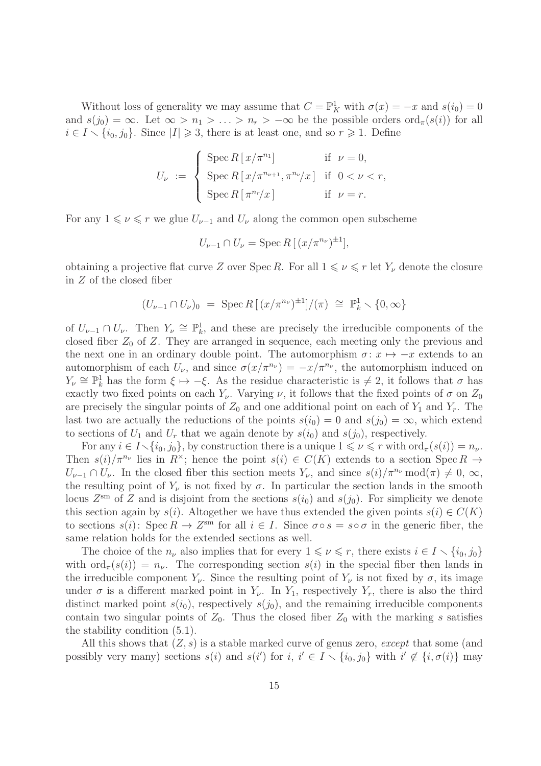Without loss of generality we may assume that $C = \mathbb{P}^1_K$ with $\sigma(x) = -x$ and $s(i_0) = 0$ and $s(j_0) = \infty$. Let $\infty > n_1 > \ldots > n_r > -\infty$ be the possible orders $\mathrm{ord}_\pi(s(i))$ for all $i \in I \smallsetminus \{i_0, j_0\}$. Since $|I| \geqslant 3$, there is at least one, and so $r \geqslant 1$. Define

$$U_\nu \;:=\; \begin{cases} \operatorname{Spec} R\,[\,x/\pi^{n_1}] & \text{if } \nu = 0, \\ \operatorname{Spec} R\,[\,x/\pi^{n_{\nu+1}}, \pi^{n_\nu}/x\,] & \text{if } 0 < \nu < r, \\ \operatorname{Spec} R\,[\,\pi^{n_r}/x\,] & \text{if } \nu = r. \end{cases}$$

For any $1 \leqslant \nu \leqslant r$ we glue $U_{\nu-1}$ and $U_\nu$ along the common open subscheme

$$U_{\nu-1} \cap U_\nu = \operatorname{Spec} R\,[\,(x/\pi^{n_\nu})^{\pm 1}],$$

obtaining a projective flat curve $Z$ over $\operatorname{Spec} R$. For all $1 \leqslant \nu \leqslant r$ let $Y_\nu$ denote the closure in $Z$ of the closed fiber

$$(U_{\nu-1} \cap U_\nu)_0 \;=\; \operatorname{Spec} R\,[\,(x/\pi^{n_\nu})^{\pm 1}]/(\pi) \;\cong\; \mathbb{P}^1_k \smallsetminus \{0, \infty\}$$

of $U_{\nu-1} \cap U_\nu$. Then $Y_\nu \cong \mathbb{P}^1_k$, and these are precisely the irreducible components of the closed fiber $Z_0$ of $Z$. They are arranged in sequence, each meeting only the previous and the next one in an ordinary double point. The automorphism $\sigma\colon x \mapsto -x$ extends to an automorphism of each $U_\nu$, and since $\sigma(x/\pi^{n_\nu}) = -x/\pi^{n_\nu}$, the automorphism induced on $Y_\nu \cong \mathbb{P}^1_k$ has the form $\xi \mapsto -\xi$. As the residue characteristic is $\neq 2$, it follows that $\sigma$ has exactly two fixed points on each $Y_\nu$. Varying $\nu$, it follows that the fixed points of $\sigma$ on $Z_0$ are precisely the singular points of $Z_0$ and one additional point on each of $Y_1$ and $Y_r$. The last two are actually the reductions of the points $s(i_0) = 0$ and $s(j_0) = \infty$, which extend to sections of $U_1$ and $U_r$ that we again denote by $s(i_0)$ and $s(j_0)$, respectively.

For any $i \in I \smallsetminus \{i_0, j_0\}$, by construction there is a unique $1 \leqslant \nu \leqslant r$ with $\mathrm{ord}_\pi(s(i)) = n_\nu$. Then $s(i)/\pi^{n_\nu}$ lies in $R^\times$; hence the point $s(i) \in C(K)$ extends to a section $\operatorname{Spec} R \to U_{\nu-1} \cap U_\nu$. In the closed fiber this section meets $Y_\nu$, and since $s(i)/\pi^{n_\nu} \bmod (\pi) \neq 0, \infty$, the resulting point of $Y_\nu$ is not fixed by $\sigma$. In particular the section lands in the smooth locus $Z^{\mathrm{sm}}$ of $Z$ and is disjoint from the sections $s(i_0)$ and $s(j_0)$. For simplicity we denote this section again by $s(i)$. Altogether we have thus extended the given points $s(i) \in C(K)$ to sections $s(i)\colon \operatorname{Spec} R \to Z^{\mathrm{sm}}$ for all $i \in I$. Since $\sigma \circ s = s \circ \sigma$ in the generic fiber, the same relation holds for the extended sections as well.

The choice of the $n_\nu$ also implies that for every $1 \leqslant \nu \leqslant r$, there exists $i \in I \smallsetminus \{i_0, j_0\}$ with $\mathrm{ord}_\pi(s(i)) = n_\nu$. The corresponding section $s(i)$ in the special fiber then lands in the irreducible component $Y_\nu$. Since the resulting point of $Y_\nu$ is not fixed by $\sigma$, its image under $\sigma$ is a different marked point in $Y_\nu$. In $Y_1$, respectively $Y_r$, there is also the third distinct marked point $s(i_0)$, respectively $s(j_0)$, and the remaining irreducible components contain two singular points of $Z_0$. Thus the closed fiber $Z_0$ with the marking $s$ satisfies the stability condition (5.1).

All this shows that $(Z, s)$ is a stable marked curve of genus zero, *except* that some (and possibly very many) sections $s(i)$ and $s(i')$ for $i,\, i' \in I \smallsetminus \{i_0, j_0\}$ with $i' \notin \{i, \sigma(i)\}$ may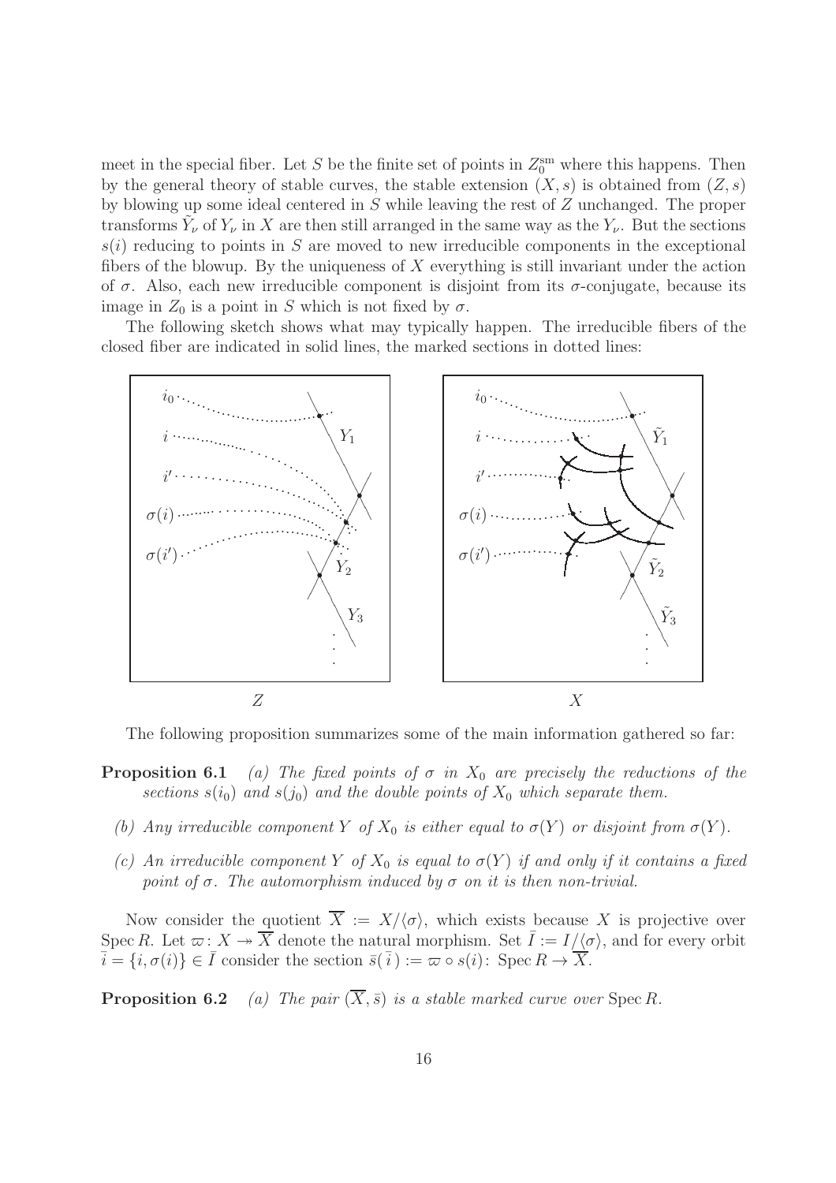meet in the special fiber. Let $S$ be the finite set of points in $Z_0^{\rm sm}$ where this happens. Then by the general theory of stable curves, the stable extension $(X, s)$ is obtained from $(Z, s)$ by blowing up some ideal centered in $S$ while leaving the rest of $Z$ unchanged. The proper transforms $\tilde{Y}_\nu$ of $Y_\nu$ in $X$ are then still arranged in the same way as the $Y_\nu$. But the sections $s(i)$ reducing to points in $S$ are moved to new irreducible components in the exceptional fibers of the blowup. By the uniqueness of $X$ everything is still invariant under the action of $\sigma$. Also, each new irreducible component is disjoint from its $\sigma$-conjugate, because its image in $Z_0$ is a point in $S$ which is not fixed by $\sigma$.

The following sketch shows what may typically happen. The irreducible fibers of the closed fiber are indicated in solid lines, the marked sections in dotted lines:

The following proposition summarizes some of the main information gathered so far:

**Proposition 6.1** *(a) The fixed points of $\sigma$ in $X_0$ are precisely the reductions of the sections $s(i_0)$ and $s(j_0)$ and the double points of $X_0$ which separate them.*

*(b) Any irreducible component $Y$ of $X_0$ is either equal to $\sigma(Y)$ or disjoint from $\sigma(Y)$.*

*(c) An irreducible component $Y$ of $X_0$ is equal to $\sigma(Y)$ if and only if it contains a fixed point of $\sigma$. The automorphism induced by $\sigma$ on it is then non-trivial.*

Now consider the quotient $\overline{X} := X/\langle\sigma\rangle$, which exists because $X$ is projective over $\operatorname{Spec} R$. Let $\varpi\colon X \twoheadrightarrow \overline{X}$ denote the natural morphism. Set $\bar{I} := I/\langle\sigma\rangle$, and for every orbit $\bar{i} = \{i, \sigma(i)\} \in \bar{I}$ consider the section $\bar{s}(\bar{i}) := \varpi \circ s(i)\colon \operatorname{Spec} R \to \overline{X}$.

**Proposition 6.2** *(a) The pair $(\overline{X}, \bar{s})$ is a stable marked curve over $\operatorname{Spec} R$.*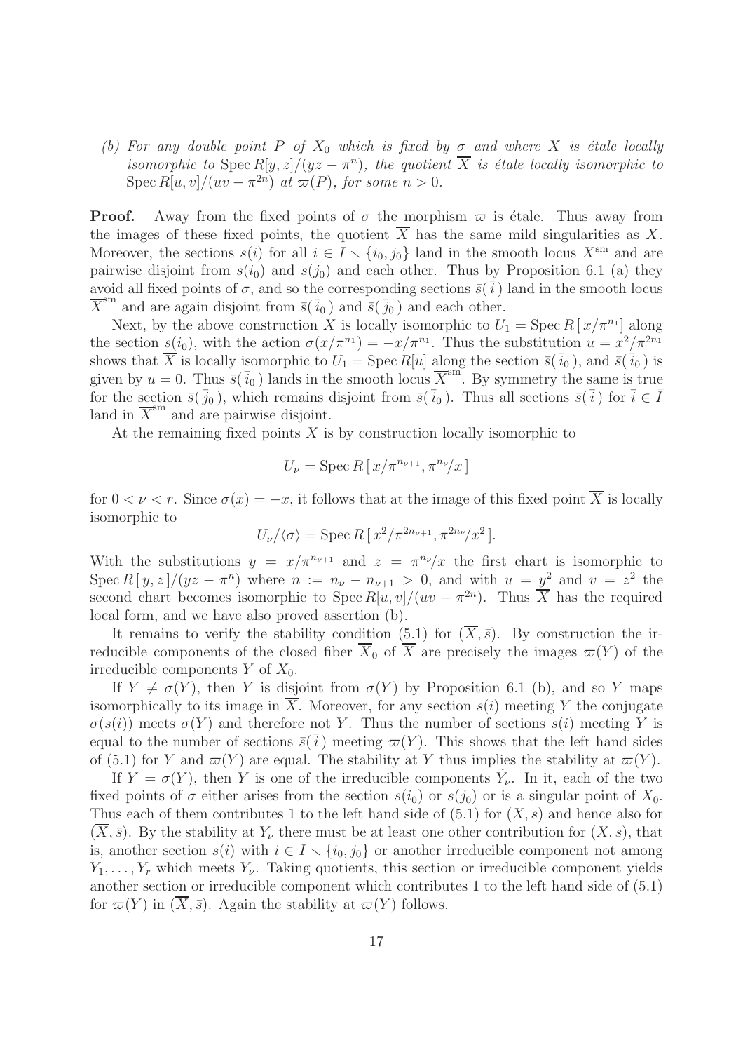*(b) For any double point $P$ of $X_0$ which is fixed by $\sigma$ and where $X$ is étale locally isomorphic to $\operatorname{Spec} R[y,z]/(yz - \pi^n)$, the quotient $\overline{X}$ is étale locally isomorphic to $\operatorname{Spec} R[u,v]/(uv - \pi^{2n})$ at $\varpi(P)$, for some $n > 0$.*

**Proof.** Away from the fixed points of $\sigma$ the morphism $\varpi$ is étale. Thus away from the images of these fixed points, the quotient $\overline{X}$ has the same mild singularities as $X$. Moreover, the sections $s(i)$ for all $i \in I \smallsetminus \{i_0, j_0\}$ land in the smooth locus $X^{\mathrm{sm}}$ and are pairwise disjoint from $s(i_0)$ and $s(j_0)$ and each other. Thus by Proposition 6.1 (a) they avoid all fixed points of $\sigma$, and so the corresponding sections $\bar{s}(\bar{i}\,)$ land in the smooth locus $\overline{X}^{\mathrm{sm}}$ and are again disjoint from $\bar{s}(\bar{i}_0\,)$ and $\bar{s}(\bar{j}_0\,)$ and each other.

Next, by the above construction $X$ is locally isomorphic to $U_1 = \operatorname{Spec} R\,[\,x/\pi^{n_1}]$ along the section $s(i_0)$, with the action $\sigma(x/\pi^{n_1}) = -x/\pi^{n_1}$. Thus the substitution $u = x^2/\pi^{2n_1}$ shows that $\overline{X}$ is locally isomorphic to $U_1 = \operatorname{Spec} R[u]$ along the section $\bar{s}(\bar{i}_0\,)$, and $\bar{s}(\bar{i}_0\,)$ is given by $u = 0$. Thus $\bar{s}(\bar{i}_0\,)$ lands in the smooth locus $\overline{X}^{\mathrm{sm}}$. By symmetry the same is true for the section $\bar{s}(\bar{j}_0\,)$, which remains disjoint from $\bar{s}(\bar{i}_0)$. Thus all sections $\bar{s}(\bar{i}\,)$ for $\bar{i} \in \bar{I}$ land in $\overline{X}^{\mathrm{sm}}$ and are pairwise disjoint.

At the remaining fixed points $X$ is by construction locally isomorphic to

$$U_\nu = \operatorname{Spec} R\,[\,x/\pi^{n_{\nu+1}}, \pi^{n_\nu}/x\,]$$

for $0 < \nu < r$. Since $\sigma(x) = -x$, it follows that at the image of this fixed point $\overline{X}$ is locally isomorphic to

$$U_\nu/\langle\sigma\rangle = \operatorname{Spec} R\,[\,x^2/\pi^{2n_{\nu+1}}, \pi^{2n_\nu}/x^2\,].$$

With the substitutions $y = x/\pi^{n_{\nu+1}}$ and $z = \pi^{n_\nu}/x$ the first chart is isomorphic to $\operatorname{Spec} R\,[\,y,z\,]/(yz - \pi^n)$ where $n := n_\nu - n_{\nu+1} > 0$, and with $u = y^2$ and $v = z^2$ the second chart becomes isomorphic to $\operatorname{Spec} R[u,v]/(uv - \pi^{2n})$. Thus $\overline{X}$ has the required local form, and we have also proved assertion (b).

It remains to verify the stability condition (5.1) for $(\overline{X}, \bar{s})$. By construction the irreducible components of the closed fiber $\overline{X}_0$ of $\overline{X}$ are precisely the images $\varpi(Y)$ of the irreducible components $Y$ of $X_0$.

If $Y \neq \sigma(Y)$, then $Y$ is disjoint from $\sigma(Y)$ by Proposition 6.1 (b), and so $Y$ maps isomorphically to its image in $\overline{X}$. Moreover, for any section $s(i)$ meeting $Y$ the conjugate $\sigma(s(i))$ meets $\sigma(Y)$ and therefore not $Y$. Thus the number of sections $s(i)$ meeting $Y$ is equal to the number of sections $\bar{s}(\bar{i}\,)$ meeting $\varpi(Y)$. This shows that the left hand sides of (5.1) for $Y$ and $\varpi(Y)$ are equal. The stability at $Y$ thus implies the stability at $\varpi(Y)$.

If $Y = \sigma(Y)$, then $Y$ is one of the irreducible components $\tilde{Y}_\nu$. In it, each of the two fixed points of $\sigma$ either arises from the section $s(i_0)$ or $s(j_0)$ or is a singular point of $X_0$. Thus each of them contributes 1 to the left hand side of (5.1) for $(X, s)$ and hence also for $(\overline{X}, \bar{s})$. By the stability at $Y_\nu$ there must be at least one other contribution for $(X, s)$, that is, another section $s(i)$ with $i \in I \smallsetminus \{i_0, j_0\}$ or another irreducible component not among $Y_1, \ldots, Y_r$ which meets $Y_\nu$. Taking quotients, this section or irreducible component yields another section or irreducible component which contributes 1 to the left hand side of (5.1) for $\varpi(Y)$ in $(\overline{X}, \bar{s})$. Again the stability at $\varpi(Y)$ follows.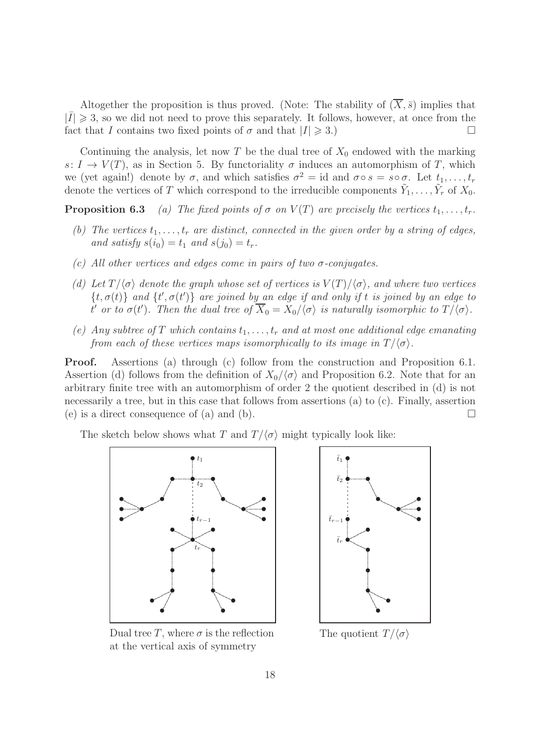Altogether the proposition is thus proved. (Note: The stability of $(\overline{X}, \bar{s})$ implies that $|\bar{I}| \geqslant 3$, so we did not need to prove this separately. It follows, however, at once from the fact that $I$ contains two fixed points of $\sigma$ and that $|I| \geqslant 3$.) $\square$

Continuing the analysis, let now $T$ be the dual tree of $X_0$ endowed with the marking $s\colon I \to V(T)$, as in Section 5. By functoriality $\sigma$ induces an automorphism of $T$, which we (yet again!) denote by $\sigma$, and which satisfies $\sigma^2 = \mathrm{id}$ and $\sigma \circ s = s \circ \sigma$. Let $t_1, \ldots, t_r$ denote the vertices of $T$ which correspond to the irreducible components $\tilde{Y}_1, \ldots, \tilde{Y}_r$ of $X_0$.

**Proposition 6.3** *(a) The fixed points of $\sigma$ on $V(T)$ are precisely the vertices $t_1, \ldots, t_r$.*

*(b) The vertices $t_1, \ldots, t_r$ are distinct, connected in the given order by a string of edges, and satisfy $s(i_0) = t_1$ and $s(j_0) = t_r$.*

*(c) All other vertices and edges come in pairs of two $\sigma$-conjugates.*

*(d) Let $T/\langle\sigma\rangle$ denote the graph whose set of vertices is $V(T)/\langle\sigma\rangle$, and where two vertices $\{t, \sigma(t)\}$ and $\{t', \sigma(t')\}$ are joined by an edge if and only if $t$ is joined by an edge to $t'$ or to $\sigma(t')$. Then the dual tree of $\overline{X}_0 = X_0/\langle\sigma\rangle$ is naturally isomorphic to $T/\langle\sigma\rangle$.*

*(e) Any subtree of $T$ which contains $t_1, \ldots, t_r$ and at most one additional edge emanating from each of these vertices maps isomorphically to its image in $T/\langle\sigma\rangle$.*

**Proof.** Assertions (a) through (c) follow from the construction and Proposition 6.1. Assertion (d) follows from the definition of $X_0/\langle\sigma\rangle$ and Proposition 6.2. Note that for an arbitrary finite tree with an automorphism of order 2 the quotient described in (d) is not necessarily a tree, but in this case that follows from assertions (a) to (c). Finally, assertion (e) is a direct consequence of (a) and (b). $\square$

The sketch below shows what $T$ and $T/\langle\sigma\rangle$ might typically look like:

Dual tree $T$, where $\sigma$ is the reflection at the vertical axis of symmetry

The quotient $T/\langle\sigma\rangle$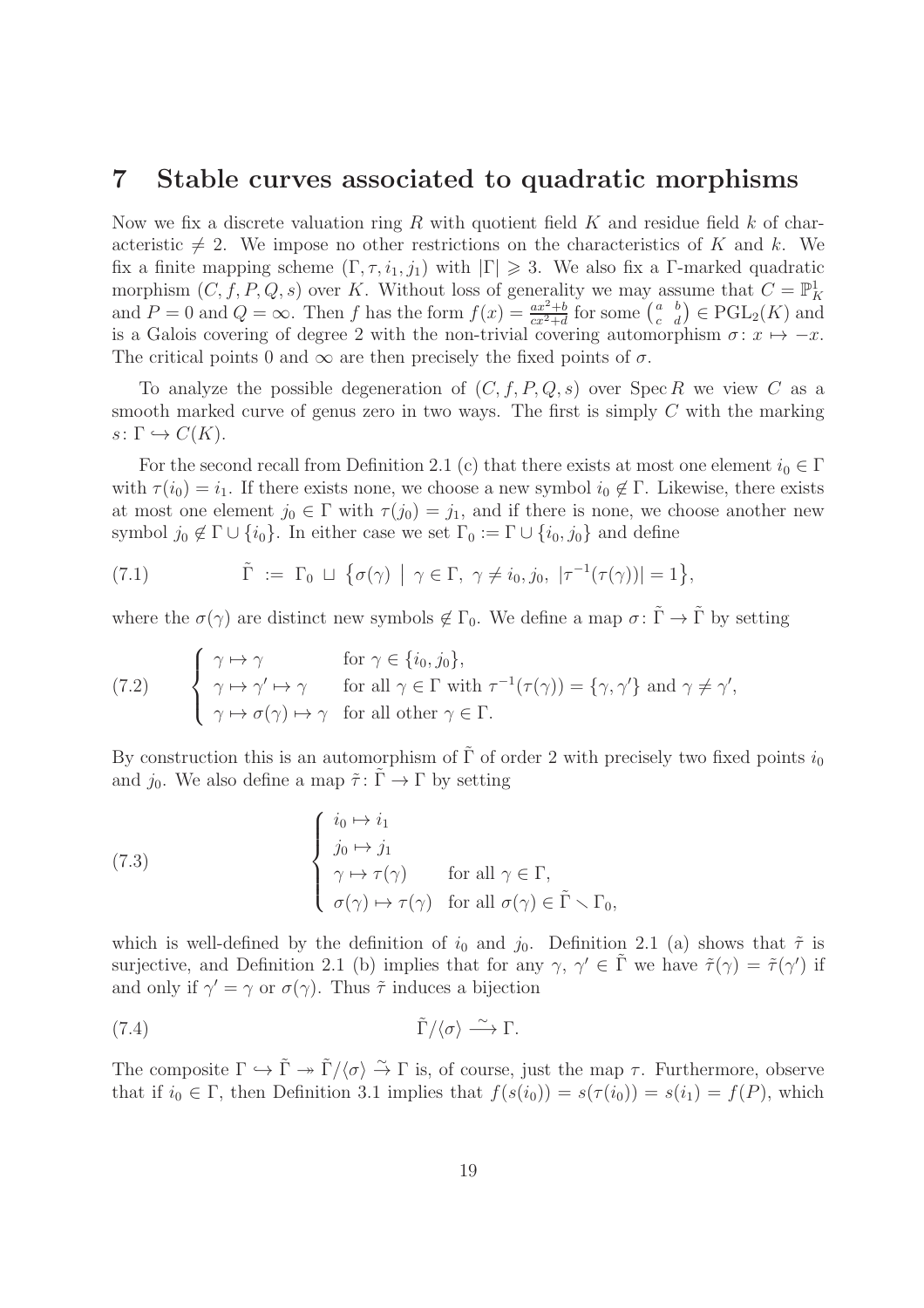# 7 Stable curves associated to quadratic morphisms

Now we fix a discrete valuation ring $R$ with quotient field $K$ and residue field $k$ of characteristic $\neq 2$. We impose no other restrictions on the characteristics of $K$ and $k$. We fix a finite mapping scheme $(\Gamma, \tau, i_1, j_1)$ with $|\Gamma| \geqslant 3$. We also fix a $\Gamma$-marked quadratic morphism $(C, f, P, Q, s)$ over $K$. Without loss of generality we may assume that $C = \mathbb{P}^1_K$ and $P = 0$ and $Q = \infty$. Then $f$ has the form $f(x) = \frac{ax^2+b}{cx^2+d}$ for some $\left(\begin{smallmatrix} a & b \\ c & d \end{smallmatrix}\right) \in \mathrm{PGL}_2(K)$ and is a Galois covering of degree 2 with the non-trivial covering automorphism $\sigma\colon x \mapsto -x$. The critical points 0 and $\infty$ are then precisely the fixed points of $\sigma$.

To analyze the possible degeneration of $(C, f, P, Q, s)$ over $\operatorname{Spec} R$ we view $C$ as a smooth marked curve of genus zero in two ways. The first is simply $C$ with the marking $s\colon \Gamma \hookrightarrow C(K)$.

For the second recall from Definition 2.1 (c) that there exists at most one element $i_0 \in \Gamma$ with $\tau(i_0) = i_1$. If there exists none, we choose a new symbol $i_0 \notin \Gamma$. Likewise, there exists at most one element $j_0 \in \Gamma$ with $\tau(j_0) = j_1$, and if there is none, we choose another new symbol $j_0 \notin \Gamma \cup \{i_0\}$. In either case we set $\Gamma_0 := \Gamma \cup \{i_0, j_0\}$ and define

$$\tilde{\Gamma} \;:=\; \Gamma_0 \,\sqcup\, \big\{\sigma(\gamma) \;\big|\; \gamma \in \Gamma,\ \gamma \neq i_0, j_0,\ |\tau^{-1}(\tau(\gamma))| = 1\big\}, \tag{7.1}$$

where the $\sigma(\gamma)$ are distinct new symbols $\notin \Gamma_0$. We define a map $\sigma\colon \tilde{\Gamma} \to \tilde{\Gamma}$ by setting

$$\begin{cases} \gamma \mapsto \gamma & \text{for } \gamma \in \{i_0, j_0\}, \\ \gamma \mapsto \gamma' \mapsto \gamma & \text{for all } \gamma \in \Gamma \text{ with } \tau^{-1}(\tau(\gamma)) = \{\gamma, \gamma'\} \text{ and } \gamma \neq \gamma', \\ \gamma \mapsto \sigma(\gamma) \mapsto \gamma & \text{for all other } \gamma \in \Gamma. \end{cases} \tag{7.2}$$

By construction this is an automorphism of $\tilde{\Gamma}$ of order 2 with precisely two fixed points $i_0$ and $j_0$. We also define a map $\tilde{\tau}\colon \tilde{\Gamma} \to \Gamma$ by setting

$$\begin{cases} i_0 \mapsto i_1 \\ j_0 \mapsto j_1 \\ \gamma \mapsto \tau(\gamma) & \text{for all } \gamma \in \Gamma, \\ \sigma(\gamma) \mapsto \tau(\gamma) & \text{for all } \sigma(\gamma) \in \tilde{\Gamma} \smallsetminus \Gamma_0, \end{cases} \tag{7.3}$$

which is well-defined by the definition of $i_0$ and $j_0$. Definition 2.1 (a) shows that $\tilde{\tau}$ is surjective, and Definition 2.1 (b) implies that for any $\gamma, \gamma' \in \tilde{\Gamma}$ we have $\tilde{\tau}(\gamma) = \tilde{\tau}(\gamma')$ if and only if $\gamma' = \gamma$ or $\sigma(\gamma)$. Thus $\tilde{\tau}$ induces a bijection

$$\tilde{\Gamma}/\langle\sigma\rangle \xrightarrow{\ \sim\ } \Gamma. \tag{7.4}$$

The composite $\Gamma \hookrightarrow \tilde{\Gamma} \twoheadrightarrow \tilde{\Gamma}/\langle\sigma\rangle \overset{\sim}{\to} \Gamma$ is, of course, just the map $\tau$. Furthermore, observe that if $i_0 \in \Gamma$, then Definition 3.1 implies that $f(s(i_0)) = s(\tau(i_0)) = s(i_1) = f(P)$, which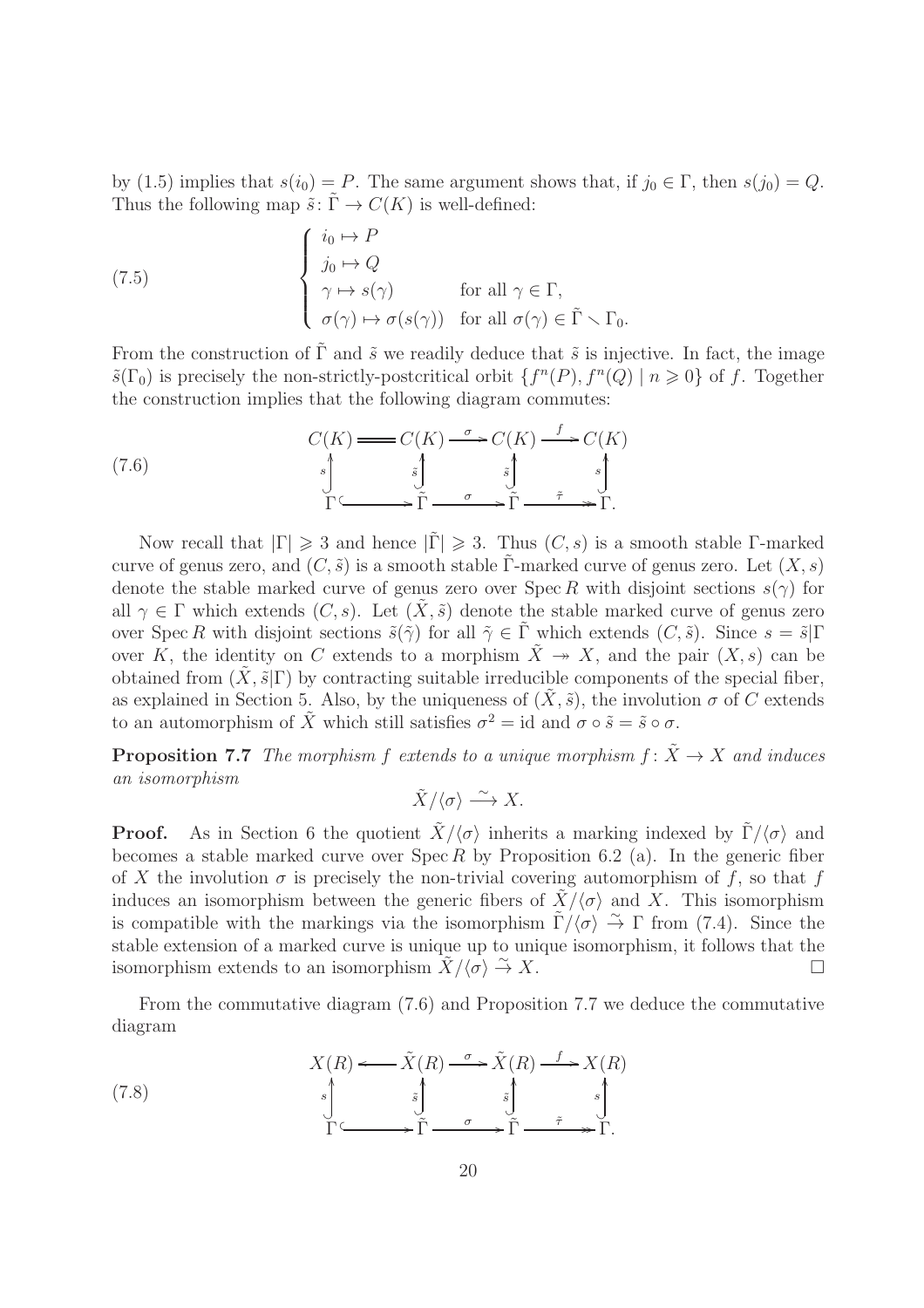by (1.5) implies that $s(i_0) = P$. The same argument shows that, if $j_0 \in \Gamma$, then $s(j_0) = Q$. Thus the following map $\tilde{s}\colon \tilde{\Gamma} \to C(K)$ is well-defined:

$$
\tag{7.5}
\begin{cases}
i_0 \mapsto P \\
j_0 \mapsto Q \\
\gamma \mapsto s(\gamma) & \text{for all } \gamma \in \Gamma, \\
\sigma(\gamma) \mapsto \sigma(s(\gamma)) & \text{for all } \sigma(\gamma) \in \tilde{\Gamma} \setminus \Gamma_0.
\end{cases}
$$

From the construction of $\tilde{\Gamma}$ and $\tilde{s}$ we readily deduce that $\tilde{s}$ is injective. In fact, the image $\tilde{s}(\Gamma_0)$ is precisely the non-strictly-postcritical orbit $\{f^n(P), f^n(Q) \mid n \geqslant 0\}$ of $f$. Together the construction implies that the following diagram commutes:

$$
\tag{7.6}
\begin{array}{ccccccc}
C(K) & = & C(K) & \xrightarrow{\ \sigma\ } & C(K) & \xrightarrow{\ f\ } & C(K) \\
\uparrow{\scriptstyle s} & & \uparrow{\scriptstyle \tilde{s}} & & \uparrow{\scriptstyle \tilde{s}} & & \uparrow{\scriptstyle s} \\
\Gamma & \hookrightarrow & \tilde{\Gamma} & \xrightarrow{\ \sigma\ } & \tilde{\Gamma} & \xrightarrow{\ \tilde{\tau}\ } & \Gamma.
\end{array}
$$

Now recall that $|\Gamma| \geqslant 3$ and hence $|\tilde{\Gamma}| \geqslant 3$. Thus $(C, s)$ is a smooth stable $\Gamma$-marked curve of genus zero, and $(C, \tilde{s})$ is a smooth stable $\tilde{\Gamma}$-marked curve of genus zero. Let $(X, s)$ denote the stable marked curve of genus zero over $\operatorname{Spec} R$ with disjoint sections $s(\gamma)$ for all $\gamma \in \Gamma$ which extends $(C, s)$. Let $(\tilde{X}, \tilde{s})$ denote the stable marked curve of genus zero over $\operatorname{Spec} R$ with disjoint sections $\tilde{s}(\tilde{\gamma})$ for all $\tilde{\gamma} \in \tilde{\Gamma}$ which extends $(C, \tilde{s})$. Since $s = \tilde{s}|\Gamma$ over $K$, the identity on $C$ extends to a morphism $\tilde{X} \twoheadrightarrow X$, and the pair $(X, s)$ can be obtained from $(\tilde{X}, \tilde{s}|\Gamma)$ by contracting suitable irreducible components of the special fiber, as explained in Section 5. Also, by the uniqueness of $(\tilde{X}, \tilde{s})$, the involution $\sigma$ of $C$ extends to an automorphism of $\tilde{X}$ which still satisfies $\sigma^2 = \mathrm{id}$ and $\sigma \circ \tilde{s} = \tilde{s} \circ \sigma$.

**Proposition 7.7** *The morphism $f$ extends to a unique morphism $f\colon \tilde{X} \to X$ and induces an isomorphism*

$$\tilde{X}/\langle\sigma\rangle \xrightarrow{\ \sim\ } X.$$

**Proof.** As in Section 6 the quotient $\tilde{X}/\langle\sigma\rangle$ inherits a marking indexed by $\tilde{\Gamma}/\langle\sigma\rangle$ and becomes a stable marked curve over $\operatorname{Spec} R$ by Proposition 6.2 (a). In the generic fiber of $X$ the involution $\sigma$ is precisely the non-trivial covering automorphism of $f$, so that $f$ induces an isomorphism between the generic fibers of $\tilde{X}/\langle\sigma\rangle$ and $X$. This isomorphism is compatible with the markings via the isomorphism $\tilde{\Gamma}/\langle\sigma\rangle \xrightarrow{\sim} \Gamma$ from (7.4). Since the stable extension of a marked curve is unique up to unique isomorphism, it follows that the isomorphism extends to an isomorphism $\tilde{X}/\langle\sigma\rangle \xrightarrow{\sim} X$. $\square$

From the commutative diagram (7.6) and Proposition 7.7 we deduce the commutative diagram

$$
\tag{7.8}
\begin{array}{ccccccc}
X(R) & \longleftarrow & \tilde{X}(R) & \xrightarrow{\ \sigma\ } & \tilde{X}(R) & \xrightarrow{\ f\ } & X(R) \\
\uparrow{\scriptstyle s} & & \uparrow{\scriptstyle \tilde{s}} & & \uparrow{\scriptstyle \tilde{s}} & & \uparrow{\scriptstyle s} \\
\Gamma & \hookrightarrow & \tilde{\Gamma} & \xrightarrow{\ \sigma\ } & \tilde{\Gamma} & \xrightarrow{\ \tilde{\tau}\ } & \Gamma.
\end{array}
$$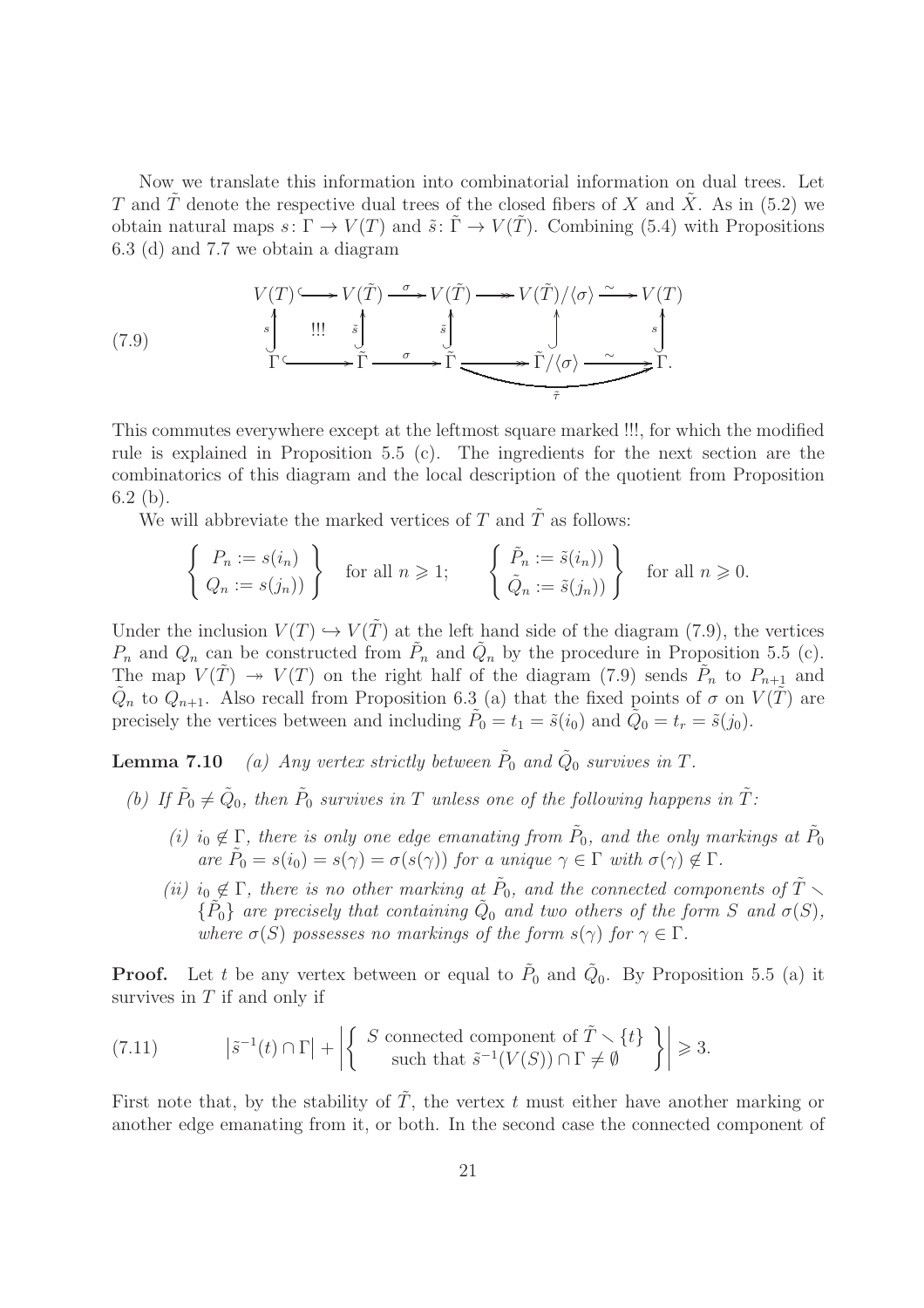Now we translate this information into combinatorial information on dual trees. Let $T$ and $\tilde{T}$ denote the respective dual trees of the closed fibers of $X$ and $\tilde{X}$. As in (5.2) we obtain natural maps $s\colon \Gamma \to V(T)$ and $\tilde{s}\colon \tilde{\Gamma} \to V(\tilde{T})$. Combining (5.4) with Propositions 6.3 (d) and 7.7 we obtain a diagram

$$
\text{(7.9)} \qquad
\begin{array}{ccccccccc}
V(T) & \hookrightarrow & V(\tilde{T}) & \xrightarrow{\ \sigma\ } & V(\tilde{T}) & \twoheadrightarrow & V(\tilde{T})/\langle\sigma\rangle & \xrightarrow{\ \sim\ } & V(T) \\
{\scriptstyle s}\uparrow & !!! & \uparrow{\scriptstyle \tilde{s}} & & \uparrow{\scriptstyle \tilde{s}} & & \uparrow & & \uparrow{\scriptstyle s} \\
\Gamma & \hookrightarrow & \tilde{\Gamma} & \xrightarrow{\ \sigma\ } & \tilde{\Gamma} & \twoheadrightarrow & \tilde{\Gamma}/\langle\sigma\rangle & \xrightarrow{\ \sim\ } & \Gamma.
\end{array}
$$

(with the composite $\tilde{\Gamma} \to \Gamma$ along the bottom labelled $\tilde{\tau}$)

This commutes everywhere except at the leftmost square marked !!!, for which the modified rule is explained in Proposition 5.5 (c). The ingredients for the next section are the combinatorics of this diagram and the local description of the quotient from Proposition 6.2 (b).

We will abbreviate the marked vertices of $T$ and $\tilde{T}$ as follows:

$$
\left\{ \begin{array}{l} P_n := s(i_n) \\ Q_n := s(j_n)) \end{array} \right\} \quad \text{for all } n \geqslant 1; \qquad \left\{ \begin{array}{l} \tilde{P}_n := \tilde{s}(i_n)) \\ \tilde{Q}_n := \tilde{s}(j_n)) \end{array} \right\} \quad \text{for all } n \geqslant 0.
$$

Under the inclusion $V(T) \hookrightarrow V(\tilde{T})$ at the left hand side of the diagram (7.9), the vertices $P_n$ and $Q_n$ can be constructed from $\tilde{P}_n$ and $\tilde{Q}_n$ by the procedure in Proposition 5.5 (c). The map $V(\tilde{T}) \twoheadrightarrow V(T)$ on the right half of the diagram (7.9) sends $\tilde{P}_n$ to $P_{n+1}$ and $\tilde{Q}_n$ to $Q_{n+1}$. Also recall from Proposition 6.3 (a) that the fixed points of $\sigma$ on $V(\tilde{T})$ are precisely the vertices between and including $\tilde{P}_0 = t_1 = \tilde{s}(i_0)$ and $\tilde{Q}_0 = t_r = \tilde{s}(j_0)$.

**Lemma 7.10** *(a) Any vertex strictly between $\tilde{P}_0$ and $\tilde{Q}_0$ survives in $T$.*

*(b) If $\tilde{P}_0 \neq \tilde{Q}_0$, then $\tilde{P}_0$ survives in $T$ unless one of the following happens in $\tilde{T}$:*

- *(i) $i_0 \notin \Gamma$, there is only one edge emanating from $\tilde{P}_0$, and the only markings at $\tilde{P}_0$ are $\tilde{P}_0 = s(i_0) = s(\gamma) = \sigma(s(\gamma))$ for a unique $\gamma \in \Gamma$ with $\sigma(\gamma) \notin \Gamma$.*
- *(ii) $i_0 \notin \Gamma$, there is no other marking at $\tilde{P}_0$, and the connected components of $\tilde{T} \smallsetminus \{\tilde{P}_0\}$ are precisely that containing $\tilde{Q}_0$ and two others of the form $S$ and $\sigma(S)$, where $\sigma(S)$ possesses no markings of the form $s(\gamma)$ for $\gamma \in \Gamma$.*

**Proof.** Let $t$ be any vertex between or equal to $\tilde{P}_0$ and $\tilde{Q}_0$. By Proposition 5.5 (a) it survives in $T$ if and only if

$$
\text{(7.11)} \qquad \left|\tilde{s}^{-1}(t) \cap \Gamma\right| + \left| \left\{ \begin{array}{c} S \text{ connected component of } \tilde{T} \smallsetminus \{t\} \\ \text{such that } \tilde{s}^{-1}(V(S)) \cap \Gamma \neq \emptyset \end{array} \right\} \right| \geqslant 3.
$$

First note that, by the stability of $\tilde{T}$, the vertex $t$ must either have another marking or another edge emanating from it, or both. In the second case the connected component of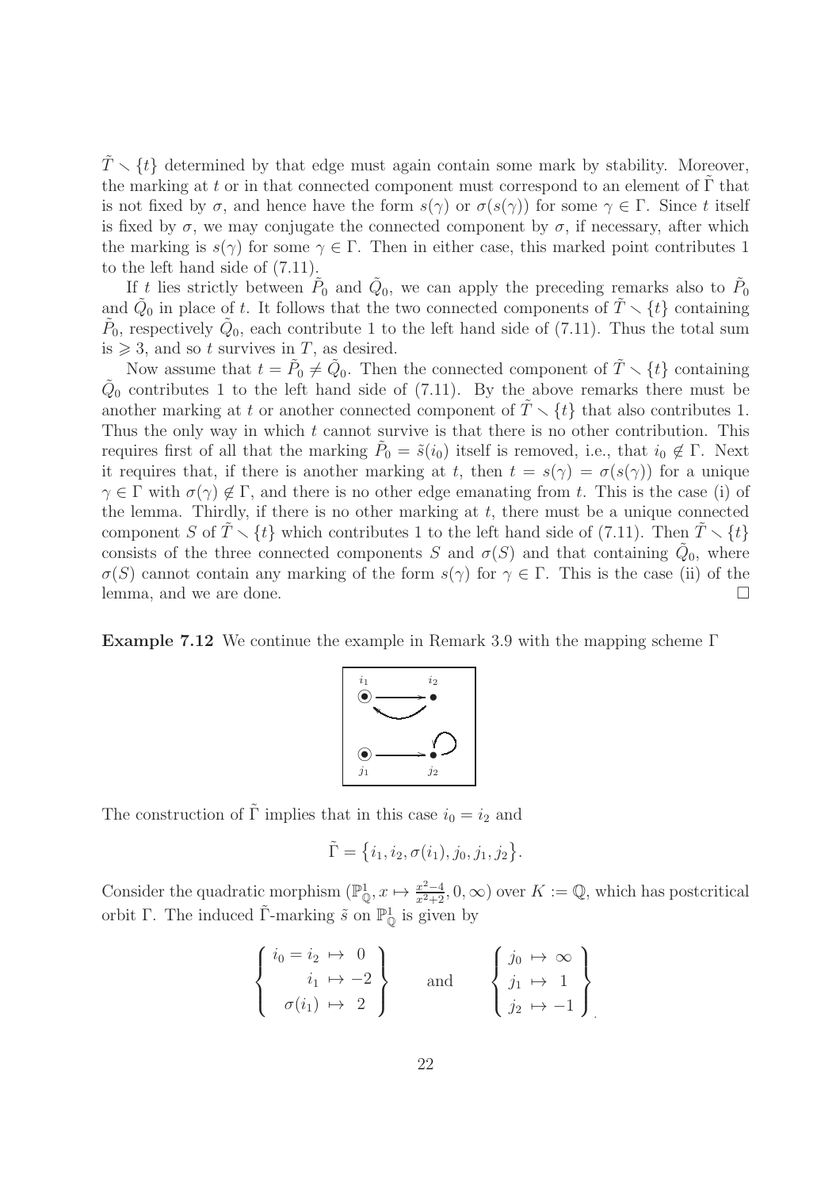$\tilde{T} \smallsetminus \{t\}$ determined by that edge must again contain some mark by stability. Moreover, the marking at $t$ or in that connected component must correspond to an element of $\tilde{\Gamma}$ that is not fixed by $\sigma$, and hence have the form $s(\gamma)$ or $\sigma(s(\gamma))$ for some $\gamma \in \Gamma$. Since $t$ itself is fixed by $\sigma$, we may conjugate the connected component by $\sigma$, if necessary, after which the marking is $s(\gamma)$ for some $\gamma \in \Gamma$. Then in either case, this marked point contributes 1 to the left hand side of (7.11).

If $t$ lies strictly between $\tilde{P}_0$ and $\tilde{Q}_0$, we can apply the preceding remarks also to $\tilde{P}_0$ and $\tilde{Q}_0$ in place of $t$. It follows that the two connected components of $\tilde{T} \smallsetminus \{t\}$ containing $\tilde{P}_0$, respectively $\tilde{Q}_0$, each contribute 1 to the left hand side of (7.11). Thus the total sum is $\geqslant 3$, and so $t$ survives in $T$, as desired.

Now assume that $t = \tilde{P}_0 \neq \tilde{Q}_0$. Then the connected component of $\tilde{T} \smallsetminus \{t\}$ containing $\tilde{Q}_0$ contributes 1 to the left hand side of (7.11). By the above remarks there must be another marking at $t$ or another connected component of $\tilde{T} \smallsetminus \{t\}$ that also contributes 1. Thus the only way in which $t$ cannot survive is that there is no other contribution. This requires first of all that the marking $\tilde{P}_0 = \tilde{s}(i_0)$ itself is removed, i.e., that $i_0 \notin \Gamma$. Next it requires that, if there is another marking at $t$, then $t = s(\gamma) = \sigma(s(\gamma))$ for a unique $\gamma \in \Gamma$ with $\sigma(\gamma) \notin \Gamma$, and there is no other edge emanating from $t$. This is the case (i) of the lemma. Thirdly, if there is no other marking at $t$, there must be a unique connected component $S$ of $\tilde{T} \smallsetminus \{t\}$ which contributes 1 to the left hand side of (7.11). Then $\tilde{T} \smallsetminus \{t\}$ consists of the three connected components $S$ and $\sigma(S)$ and that containing $\tilde{Q}_0$, where $\sigma(S)$ cannot contain any marking of the form $s(\gamma)$ for $\gamma \in \Gamma$. This is the case (ii) of the lemma, and we are done. □

**Example 7.12** We continue the example in Remark 3.9 with the mapping scheme $\Gamma$

The construction of $\tilde{\Gamma}$ implies that in this case $i_0 = i_2$ and

$$\tilde{\Gamma} = \{i_1, i_2, \sigma(i_1), j_0, j_1, j_2\}.$$

Consider the quadratic morphism $(\mathbb{P}^1_{\mathbb{Q}}, x \mapsto \frac{x^2-4}{x^2+2}, 0, \infty)$ over $K := \mathbb{Q}$, which has postcritical orbit $\Gamma$. The induced $\tilde{\Gamma}$-marking $\tilde{s}$ on $\mathbb{P}^1_{\mathbb{Q}}$ is given by

$$\left\{ \begin{array}{rcl} i_0 = i_2 & \mapsto & 0 \\ i_1 & \mapsto & -2 \\ \sigma(i_1) & \mapsto & 2 \end{array} \right\} \qquad \text{and} \qquad \left\{ \begin{array}{rcl} j_0 & \mapsto & \infty \\ j_1 & \mapsto & 1 \\ j_2 & \mapsto & -1 \end{array} \right\}.$$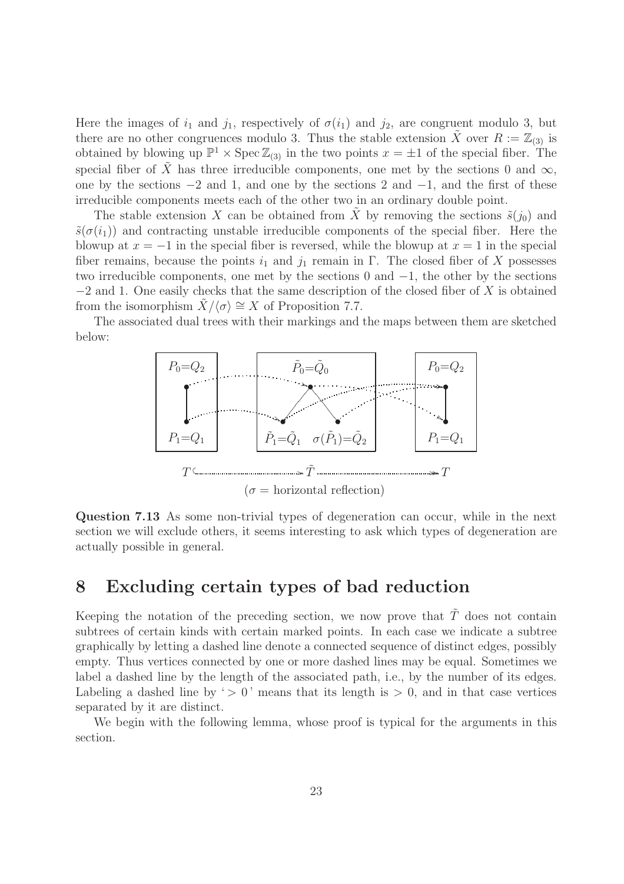Here the images of $i_1$ and $j_1$, respectively of $\sigma(i_1)$ and $j_2$, are congruent modulo 3, but there are no other congruences modulo 3. Thus the stable extension $\tilde{X}$ over $R := \mathbb{Z}_{(3)}$ is obtained by blowing up $\mathbb{P}^1 \times \operatorname{Spec} \mathbb{Z}_{(3)}$ in the two points $x = \pm 1$ of the special fiber. The special fiber of $\tilde{X}$ has three irreducible components, one met by the sections 0 and $\infty$, one by the sections $-2$ and 1, and one by the sections 2 and $-1$, and the first of these irreducible components meets each of the other two in an ordinary double point.

The stable extension $X$ can be obtained from $\tilde{X}$ by removing the sections $\tilde{s}(j_0)$ and $\tilde{s}(\sigma(i_1))$ and contracting unstable irreducible components of the special fiber. Here the blowup at $x = -1$ in the special fiber is reversed, while the blowup at $x = 1$ in the special fiber remains, because the points $i_1$ and $j_1$ remain in $\Gamma$. The closed fiber of $X$ possesses two irreducible components, one met by the sections 0 and $-1$, the other by the sections $-2$ and 1. One easily checks that the same description of the closed fiber of $X$ is obtained from the isomorphism $\tilde{X}/\langle\sigma\rangle \cong X$ of Proposition 7.7.

The associated dual trees with their markings and the maps between them are sketched below:

$P_0{=}Q_2$, $P_1{=}Q_1$ $\qquad$ $\tilde{P}_0{=}\tilde{Q}_0$, $\tilde{P}_1{=}\tilde{Q}_1$, $\sigma(\tilde{P}_1){=}\tilde{Q}_2$ $\qquad$ $P_0{=}Q_2$, $P_1{=}Q_1$

$$T \hookrightarrow \tilde{T} \twoheadrightarrow T$$

($\sigma$ = horizontal reflection)

**Question 7.13** As some non-trivial types of degeneration can occur, while in the next section we will exclude others, it seems interesting to ask which types of degeneration are actually possible in general.

# 8 Excluding certain types of bad reduction

Keeping the notation of the preceding section, we now prove that $\tilde{T}$ does not contain subtrees of certain kinds with certain marked points. In each case we indicate a subtree graphically by letting a dashed line denote a connected sequence of distinct edges, possibly empty. Thus vertices connected by one or more dashed lines may be equal. Sometimes we label a dashed line by the length of the associated path, i.e., by the number of its edges. Labeling a dashed line by '$> 0$' means that its length is $> 0$, and in that case vertices separated by it are distinct.

We begin with the following lemma, whose proof is typical for the arguments in this section.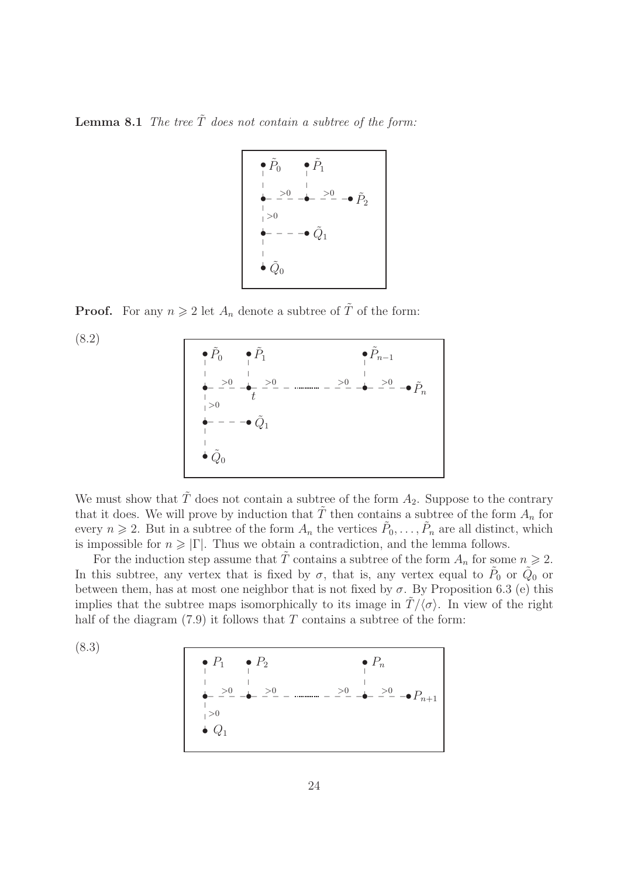**Lemma 8.1** *The tree $\tilde{T}$ does not contain a subtree of the form:*

**Proof.** For any $n \geqslant 2$ let $A_n$ denote a subtree of $\tilde{T}$ of the form:

(8.2)

We must show that $\tilde{T}$ does not contain a subtree of the form $A_2$. Suppose to the contrary that it does. We will prove by induction that $\tilde{T}$ then contains a subtree of the form $A_n$ for every $n \geqslant 2$. But in a subtree of the form $A_n$ the vertices $\tilde{P}_0, \ldots, \tilde{P}_n$ are all distinct, which is impossible for $n \geqslant |\Gamma|$. Thus we obtain a contradiction, and the lemma follows.

For the induction step assume that $\tilde{T}$ contains a subtree of the form $A_n$ for some $n \geqslant 2$. In this subtree, any vertex that is fixed by $\sigma$, that is, any vertex equal to $\tilde{P}_0$ or $\tilde{Q}_0$ or between them, has at most one neighbor that is not fixed by $\sigma$. By Proposition 6.3 (e) this implies that the subtree maps isomorphically to its image in $\tilde{T}/\langle\sigma\rangle$. In view of the right half of the diagram (7.9) it follows that $T$ contains a subtree of the form:

(8.3)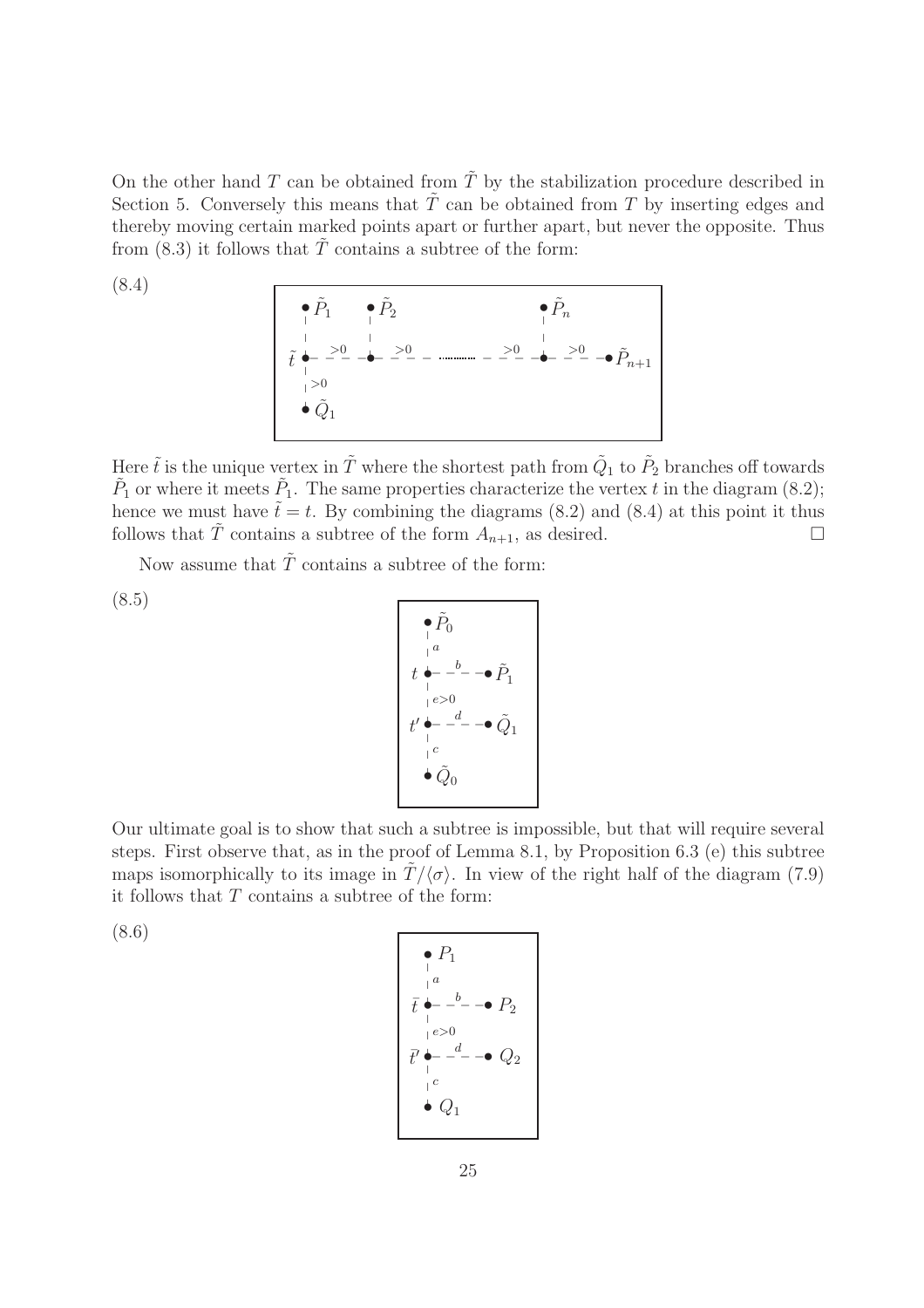On the other hand $T$ can be obtained from $\tilde{T}$ by the stabilization procedure described in Section 5. Conversely this means that $\tilde{T}$ can be obtained from $T$ by inserting edges and thereby moving certain marked points apart or further apart, but never the opposite. Thus from (8.3) it follows that $\tilde{T}$ contains a subtree of the form:

(8.4)

$$
\begin{array}{ccccccccc}
\bullet\, \tilde{P}_1 & & \bullet\, \tilde{P}_2 & & & & \bullet\, \tilde{P}_n & & \\
| & & | & & & & | & & \\
\tilde{t}\ \bullet & \overset{>0}{- - -} & \bullet & \overset{>0}{- - -} & \cdots\cdots & \overset{>0}{- - -} & \bullet & \overset{>0}{- - -} & \bullet\, \tilde{P}_{n+1} \\
|{\scriptstyle >0} & & & & & & & & \\
\bullet\, \tilde{Q}_1 & & & & & & & &
\end{array}
$$

Here $\tilde{t}$ is the unique vertex in $\tilde{T}$ where the shortest path from $\tilde{Q}_1$ to $\tilde{P}_2$ branches off towards $\tilde{P}_1$ or where it meets $\tilde{P}_1$. The same properties characterize the vertex $t$ in the diagram (8.2); hence we must have $\tilde{t} = t$. By combining the diagrams (8.2) and (8.4) at this point it thus follows that $\tilde{T}$ contains a subtree of the form $A_{n+1}$, as desired. □

Now assume that $\tilde{T}$ contains a subtree of the form:

(8.5)

$$
\begin{array}{ccc}
\bullet\, \tilde{P}_0 & & \\
|{\scriptstyle a} & & \\
t\ \bullet & \overset{b}{- - -} & \bullet\, \tilde{P}_1 \\
|{\scriptstyle e>0} & & \\
t'\ \bullet & \overset{d}{- - -} & \bullet\, \tilde{Q}_1 \\
|{\scriptstyle c} & & \\
\bullet\, \tilde{Q}_0 & &
\end{array}
$$

Our ultimate goal is to show that such a subtree is impossible, but that will require several steps. First observe that, as in the proof of Lemma 8.1, by Proposition 6.3 (e) this subtree maps isomorphically to its image in $\tilde{T}/\langle\sigma\rangle$. In view of the right half of the diagram (7.9) it follows that $T$ contains a subtree of the form:

(8.6)

$$
\begin{array}{ccc}
\bullet\, P_1 & & \\
|{\scriptstyle a} & & \\
\bar{t}\ \bullet & \overset{b}{- - -} & \bullet\, P_2 \\
|{\scriptstyle e>0} & & \\
\bar{t}'\ \bullet & \overset{d}{- - -} & \bullet\, Q_2 \\
|{\scriptstyle c} & & \\
\bullet\, Q_1 & &
\end{array}
$$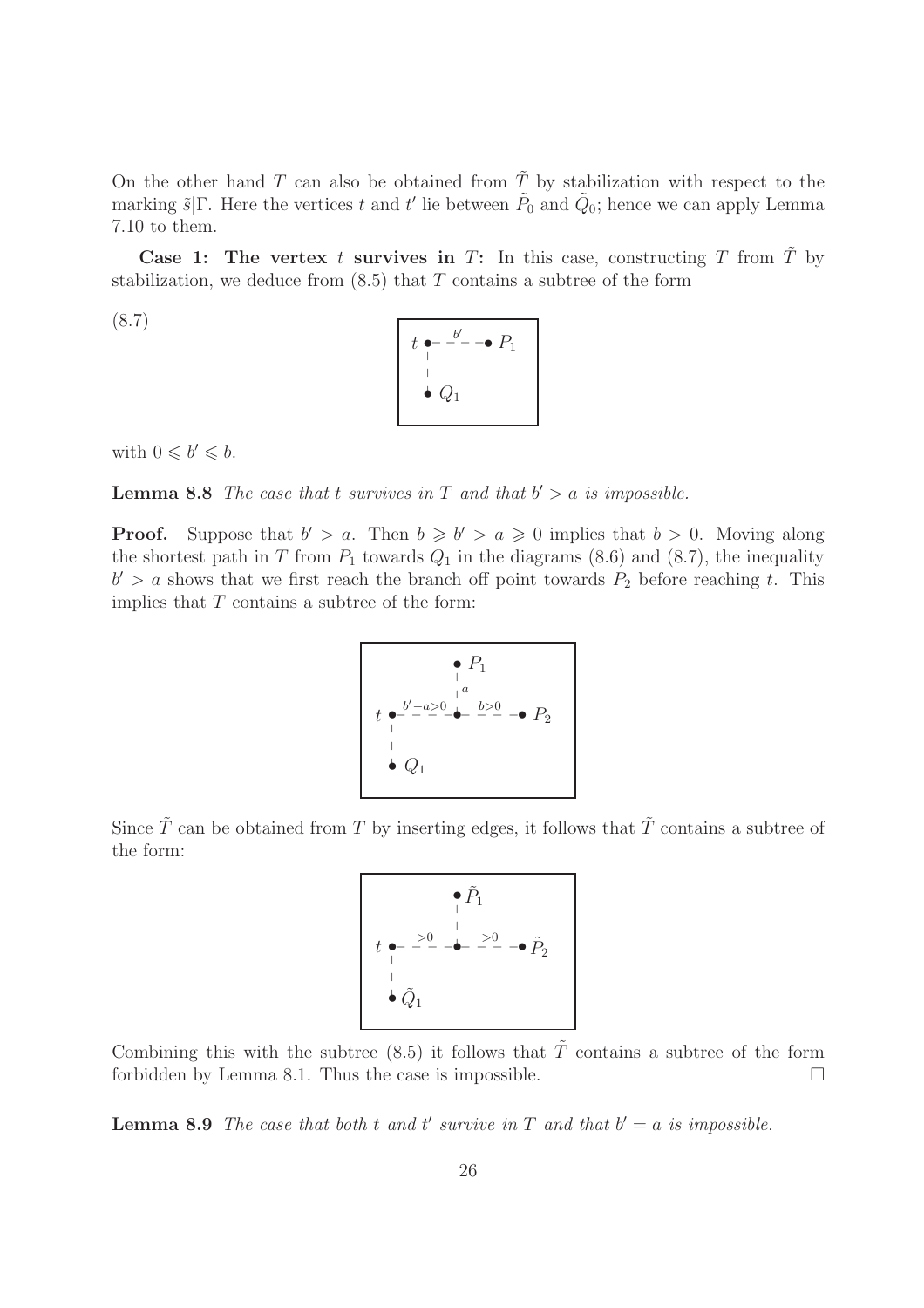On the other hand $T$ can also be obtained from $\tilde{T}$ by stabilization with respect to the marking $\tilde{s}|\Gamma$. Here the vertices $t$ and $t'$ lie between $\tilde{P}_0$ and $\tilde{Q}_0$; hence we can apply Lemma 7.10 to them.

**Case 1: The vertex $t$ survives in $T$:** In this case, constructing $T$ from $\tilde{T}$ by stabilization, we deduce from (8.5) that $T$ contains a subtree of the form

(8.7)

$$\begin{array}{l} t \bullet \overset{b'}{- - - -} \bullet P_1 \\ \;\vert \\ \;\bullet Q_1 \end{array}$$

with $0 \leqslant b' \leqslant b$.

**Lemma 8.8** *The case that $t$ survives in $T$ and that $b' > a$ is impossible.*

**Proof.** Suppose that $b' > a$. Then $b \geqslant b' > a \geqslant 0$ implies that $b > 0$. Moving along the shortest path in $T$ from $P_1$ towards $Q_1$ in the diagrams (8.6) and (8.7), the inequality $b' > a$ shows that we first reach the branch off point towards $P_2$ before reaching $t$. This implies that $T$ contains a subtree of the form:

$$\begin{array}{l} \qquad\qquad \bullet P_1 \\ \qquad\qquad \vert\, a \\ t \bullet \overset{b'-a>0}{- - - -} \bullet \overset{b>0}{- - - -} \bullet P_2 \\ \;\vert \\ \;\bullet Q_1 \end{array}$$

Since $\tilde{T}$ can be obtained from $T$ by inserting edges, it follows that $\tilde{T}$ contains a subtree of the form:

$$\begin{array}{l} \qquad\qquad \bullet \tilde{P}_1 \\ \qquad\qquad \vert \\ t \bullet \overset{>0}{- - - -} \bullet \overset{>0}{- - - -} \bullet \tilde{P}_2 \\ \;\vert \\ \;\bullet \tilde{Q}_1 \end{array}$$

Combining this with the subtree (8.5) it follows that $\tilde{T}$ contains a subtree of the form forbidden by Lemma 8.1. Thus the case is impossible. $\square$

**Lemma 8.9** *The case that both $t$ and $t'$ survive in $T$ and that $b' = a$ is impossible.*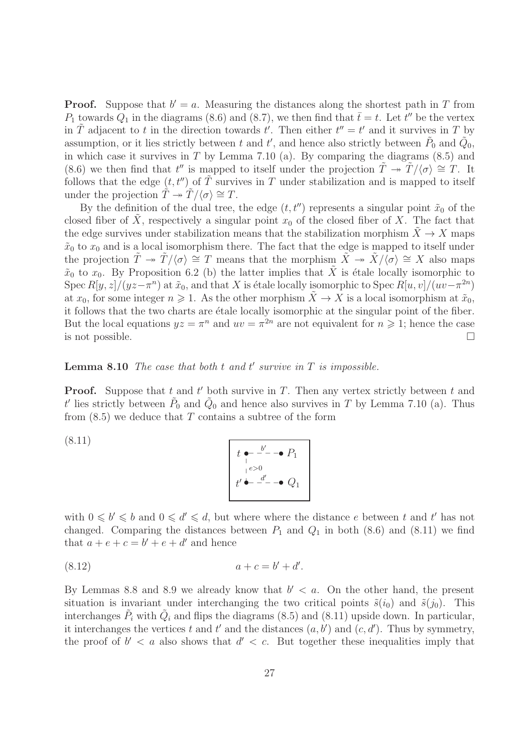**Proof.** Suppose that $b' = a$. Measuring the distances along the shortest path in $T$ from $P_1$ towards $Q_1$ in the diagrams (8.6) and (8.7), we then find that $\bar{t} = t$. Let $t''$ be the vertex in $\tilde{T}$ adjacent to $t$ in the direction towards $t'$. Then either $t'' = t'$ and it survives in $T$ by assumption, or it lies strictly between $t$ and $t'$, and hence also strictly between $\tilde{P}_0$ and $\tilde{Q}_0$, in which case it survives in $T$ by Lemma 7.10 (a). By comparing the diagrams (8.5) and (8.6) we then find that $t''$ is mapped to itself under the projection $\tilde{T} \twoheadrightarrow \tilde{T}/\langle\sigma\rangle \cong T$. It follows that the edge $(t, t'')$ of $\tilde{T}$ survives in $T$ under stabilization and is mapped to itself under the projection $\tilde{T} \twoheadrightarrow \tilde{T}/\langle\sigma\rangle \cong T$.

By the definition of the dual tree, the edge $(t, t'')$ represents a singular point $\tilde{x}_0$ of the closed fiber of $\tilde{X}$, respectively a singular point $x_0$ of the closed fiber of $X$. The fact that the edge survives under stabilization means that the stabilization morphism $\tilde{X} \to X$ maps $\tilde{x}_0$ to $x_0$ and is a local isomorphism there. The fact that the edge is mapped to itself under the projection $\tilde{T} \twoheadrightarrow \tilde{T}/\langle\sigma\rangle \cong T$ means that the morphism $\tilde{X} \twoheadrightarrow \tilde{X}/\langle\sigma\rangle \cong X$ also maps $\tilde{x}_0$ to $x_0$. By Proposition 6.2 (b) the latter implies that $\tilde{X}$ is étale locally isomorphic to $\operatorname{Spec} R[y,z]/(yz-\pi^n)$ at $\tilde{x}_0$, and that $X$ is étale locally isomorphic to $\operatorname{Spec} R[u,v]/(uv-\pi^{2n})$ at $x_0$, for some integer $n \geqslant 1$. As the other morphism $\tilde{X} \to X$ is a local isomorphism at $\tilde{x}_0$, it follows that the two charts are étale locally isomorphic at the singular point of the fiber. But the local equations $yz = \pi^n$ and $uv = \pi^{2n}$ are not equivalent for $n \geqslant 1$; hence the case is not possible. $\square$

**Lemma 8.10** *The case that both $t$ and $t'$ survive in $T$ is impossible.*

**Proof.** Suppose that $t$ and $t'$ both survive in $T$. Then any vertex strictly between $t$ and $t'$ lies strictly between $\tilde{P}_0$ and $\tilde{Q}_0$ and hence also survives in $T$ by Lemma 7.10 (a). Thus from (8.5) we deduce that $T$ contains a subtree of the form

(8.11)
$$\begin{array}{ccc} t \bullet & \overset{b'}{-\!-\!-} & \bullet\, P_1 \\ |\; e>0 & & \\ t' \bullet & \overset{d'}{-\!-\!-} & \bullet\, Q_1 \end{array}$$

with $0 \leqslant b' \leqslant b$ and $0 \leqslant d' \leqslant d$, but where where the distance $e$ between $t$ and $t'$ has not changed. Comparing the distances between $P_1$ and $Q_1$ in both (8.6) and (8.11) we find that $a + e + c = b' + e + d'$ and hence

$$a + c = b' + d'. \tag{8.12}$$

By Lemmas 8.8 and 8.9 we already know that $b' < a$. On the other hand, the present situation is invariant under interchanging the two critical points $\tilde{s}(i_0)$ and $\tilde{s}(j_0)$. This interchanges $\tilde{P}_i$ with $\tilde{Q}_i$ and flips the diagrams (8.5) and (8.11) upside down. In particular, it interchanges the vertices $t$ and $t'$ and the distances $(a, b')$ and $(c, d')$. Thus by symmetry, the proof of $b' < a$ also shows that $d' < c$. But together these inequalities imply that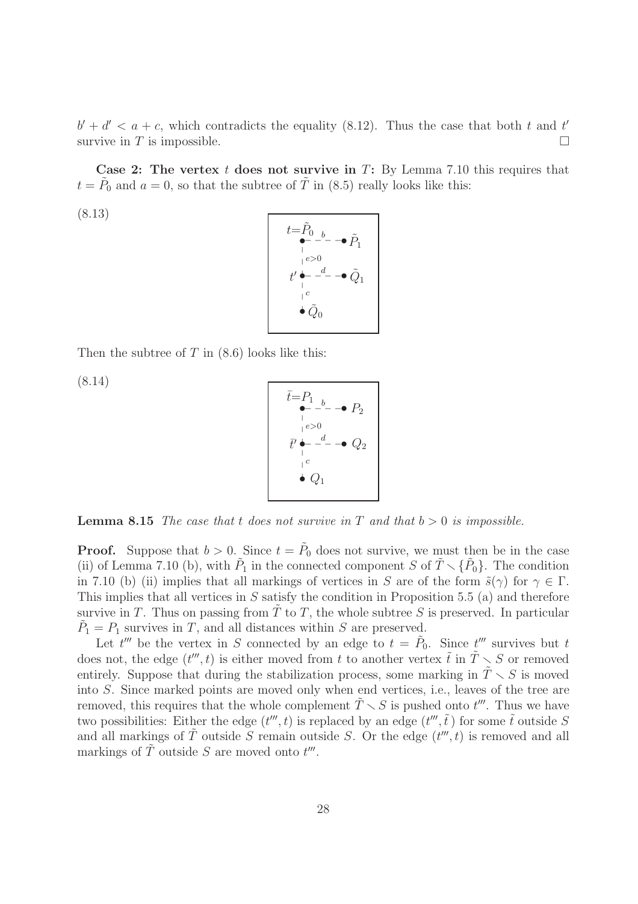$b' + d' < a + c$, which contradicts the equality (8.12). Thus the case that both $t$ and $t'$ survive in $T$ is impossible. $\square$

**Case 2: The vertex $t$ does not survive in $T$:** By Lemma 7.10 this requires that $t = \tilde{P}_0$ and $a = 0$, so that the subtree of $\tilde{T}$ in (8.5) really looks like this:

(8.13)

$$
\begin{array}{l}
t{=}\tilde{P}_0 \bullet \overset{b}{- - -} \bullet \tilde{P}_1 \\
\quad | \; e>0 \\
t' \bullet \overset{d}{- - -} \bullet \tilde{Q}_1 \\
\quad | \; c \\
\quad \bullet \tilde{Q}_0
\end{array}
$$

Then the subtree of $T$ in (8.6) looks like this:

(8.14)

$$
\begin{array}{l}
\bar{t}{=}P_1 \bullet \overset{b}{- - -} \bullet P_2 \\
\quad | \; e>0 \\
\bar{t}' \bullet \overset{d}{- - -} \bullet Q_2 \\
\quad | \; c \\
\quad \bullet Q_1
\end{array}
$$

**Lemma 8.15** *The case that $t$ does not survive in $T$ and that $b > 0$ is impossible.*

**Proof.** Suppose that $b > 0$. Since $t = \tilde{P}_0$ does not survive, we must then be in the case (ii) of Lemma 7.10 (b), with $\tilde{P}_1$ in the connected component $S$ of $\tilde{T} \smallsetminus \{\tilde{P}_0\}$. The condition in 7.10 (b) (ii) implies that all markings of vertices in $S$ are of the form $\tilde{s}(\gamma)$ for $\gamma \in \Gamma$. This implies that all vertices in $S$ satisfy the condition in Proposition 5.5 (a) and therefore survive in $T$. Thus on passing from $\tilde{T}$ to $T$, the whole subtree $S$ is preserved. In particular $\tilde{P}_1 = P_1$ survives in $T$, and all distances within $S$ are preserved.

Let $t'''$ be the vertex in $S$ connected by an edge to $t = \tilde{P}_0$. Since $t'''$ survives but $t$ does not, the edge $(t''', t)$ is either moved from $t$ to another vertex $\tilde{t}$ in $\tilde{T} \smallsetminus S$ or removed entirely. Suppose that during the stabilization process, some marking in $\tilde{T} \smallsetminus S$ is moved into $S$. Since marked points are moved only when end vertices, i.e., leaves of the tree are removed, this requires that the whole complement $\tilde{T} \smallsetminus S$ is pushed onto $t'''$. Thus we have two possibilities: Either the edge $(t''', t)$ is replaced by an edge $(t''', \tilde{t}\,)$ for some $\tilde{t}$ outside $S$ and all markings of $\tilde{T}$ outside $S$ remain outside $S$. Or the edge $(t''', t)$ is removed and all markings of $\tilde{T}$ outside $S$ are moved onto $t'''$.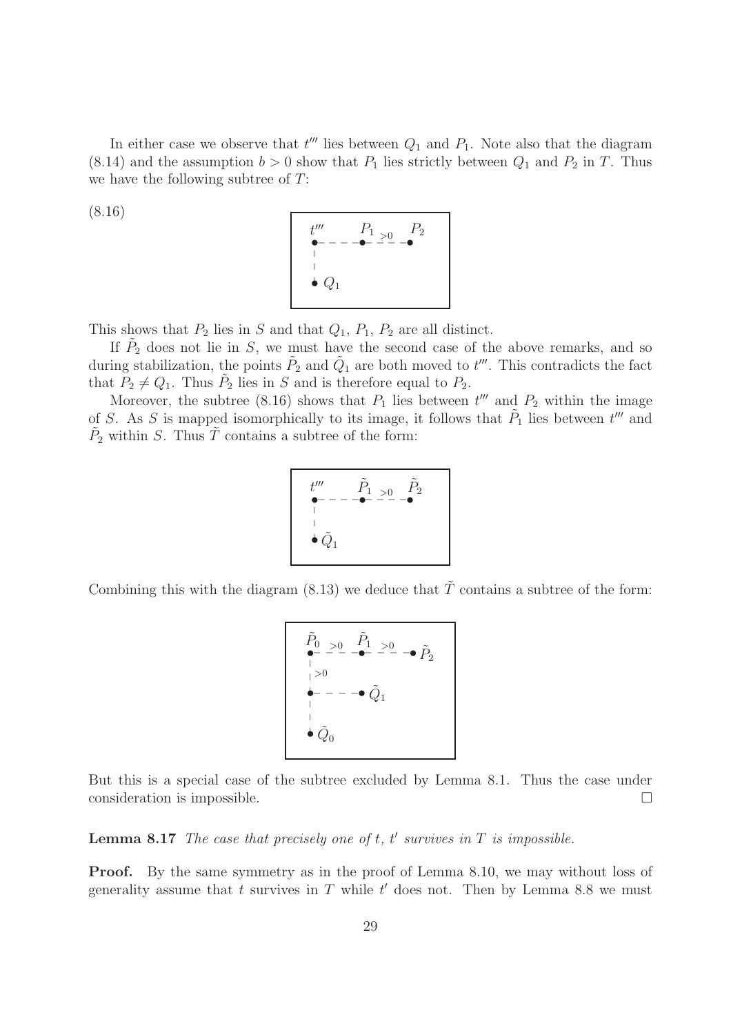In either case we observe that $t'''$ lies between $Q_1$ and $P_1$. Note also that the diagram (8.14) and the assumption $b > 0$ show that $P_1$ lies strictly between $Q_1$ and $P_2$ in $T$. Thus we have the following subtree of $T$:

(8.16)

This shows that $P_2$ lies in $S$ and that $Q_1$, $P_1$, $P_2$ are all distinct.

If $\tilde{P}_2$ does not lie in $S$, we must have the second case of the above remarks, and so during stabilization, the points $\tilde{P}_2$ and $\tilde{Q}_1$ are both moved to $t'''$. This contradicts the fact that $P_2 \neq Q_1$. Thus $\tilde{P}_2$ lies in $S$ and is therefore equal to $P_2$.

Moreover, the subtree (8.16) shows that $P_1$ lies between $t'''$ and $P_2$ within the image of $S$. As $S$ is mapped isomorphically to its image, it follows that $\tilde{P}_1$ lies between $t'''$ and $\tilde{P}_2$ within $S$. Thus $\tilde{T}$ contains a subtree of the form:

Combining this with the diagram (8.13) we deduce that $\tilde{T}$ contains a subtree of the form:

But this is a special case of the subtree excluded by Lemma 8.1. Thus the case under consideration is impossible. □

**Lemma 8.17** *The case that precisely one of $t$, $t'$ survives in $T$ is impossible.*

**Proof.** By the same symmetry as in the proof of Lemma 8.10, we may without loss of generality assume that $t$ survives in $T$ while $t'$ does not. Then by Lemma 8.8 we must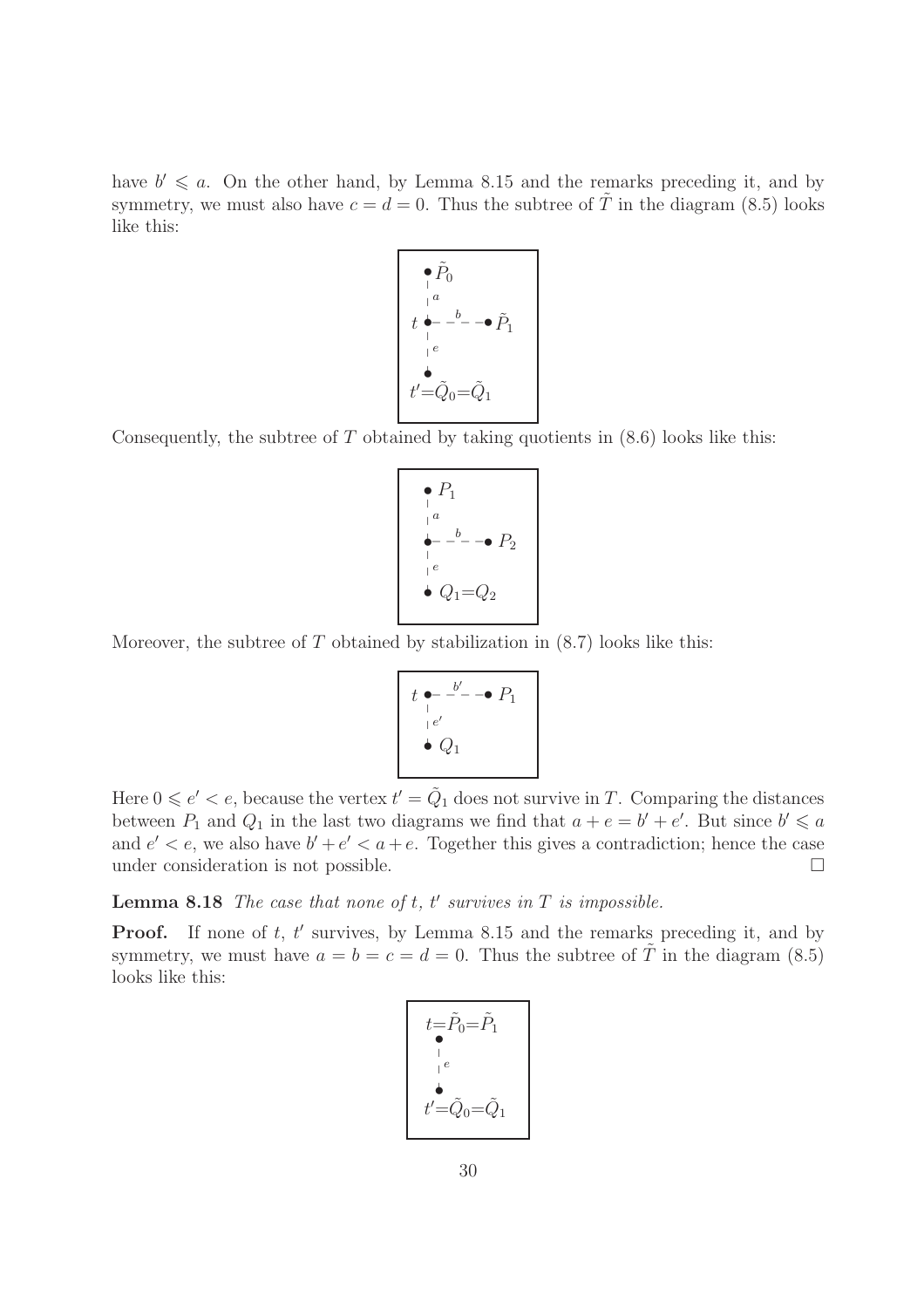have $b' \leqslant a$. On the other hand, by Lemma 8.15 and the remarks preceding it, and by symmetry, we must also have $c = d = 0$. Thus the subtree of $\tilde{T}$ in the diagram (8.5) looks like this:

Consequently, the subtree of $T$ obtained by taking quotients in (8.6) looks like this:

Moreover, the subtree of $T$ obtained by stabilization in (8.7) looks like this:

Here $0 \leqslant e' < e$, because the vertex $t' = \tilde{Q}_1$ does not survive in $T$. Comparing the distances between $P_1$ and $Q_1$ in the last two diagrams we find that $a + e = b' + e'$. But since $b' \leqslant a$ and $e' < e$, we also have $b' + e' < a + e$. Together this gives a contradiction; hence the case under consideration is not possible. □

**Lemma 8.18** *The case that none of $t$, $t'$ survives in $T$ is impossible.*

**Proof.** If none of $t$, $t'$ survives, by Lemma 8.15 and the remarks preceding it, and by symmetry, we must have $a = b = c = d = 0$. Thus the subtree of $\tilde{T}$ in the diagram (8.5) looks like this: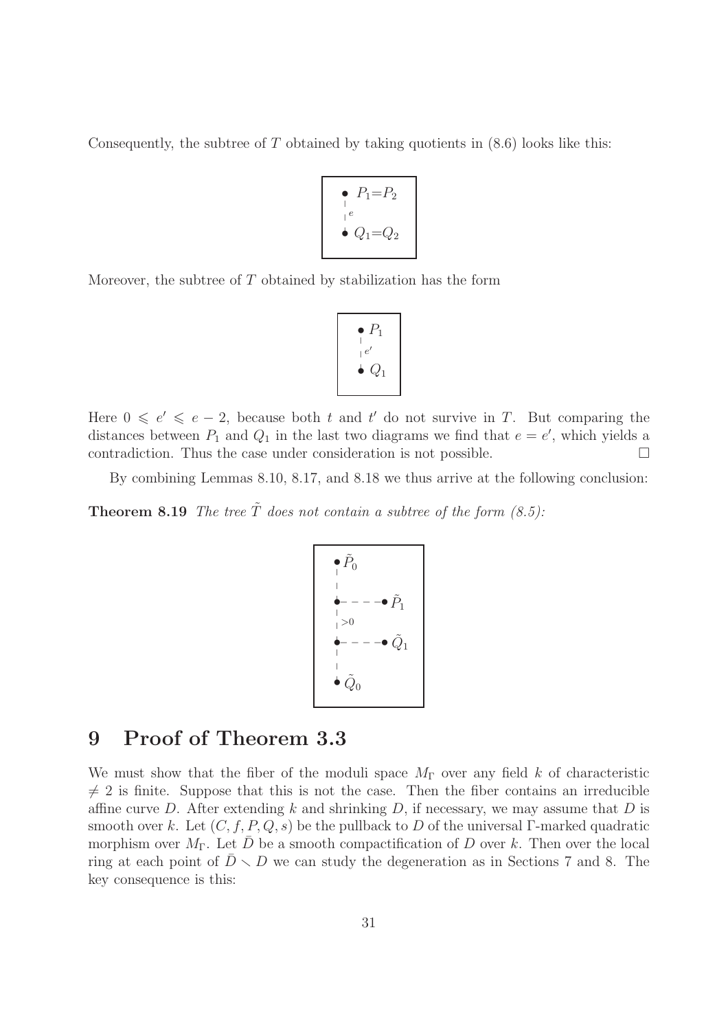Consequently, the subtree of $T$ obtained by taking quotients in (8.6) looks like this:

$$\begin{array}{l} \bullet\ P_1{=}P_2 \\ \ \vdots\ {\scriptstyle e} \\ \bullet\ Q_1{=}Q_2 \end{array}$$

Moreover, the subtree of $T$ obtained by stabilization has the form

$$\begin{array}{l} \bullet\ P_1 \\ \ \vdots\ {\scriptstyle e'} \\ \bullet\ Q_1 \end{array}$$

Here $0 \leqslant e' \leqslant e-2$, because both $t$ and $t'$ do not survive in $T$. But comparing the distances between $P_1$ and $Q_1$ in the last two diagrams we find that $e = e'$, which yields a contradiction. Thus the case under consideration is not possible. $\square$

By combining Lemmas 8.10, 8.17, and 8.18 we thus arrive at the following conclusion:

**Theorem 8.19** *The tree $\tilde{T}$ does not contain a subtree of the form (8.5):*

$$\begin{array}{l} \bullet\ \tilde{P}_0 \\ \ \vdots \\ \bullet - - - \bullet\ \tilde{P}_1 \\ \ \vdots\ {\scriptstyle >0} \\ \bullet - - - \bullet\ \tilde{Q}_1 \\ \ \vdots \\ \bullet\ \tilde{Q}_0 \end{array}$$

# 9 Proof of Theorem 3.3

We must show that the fiber of the moduli space $M_\Gamma$ over any field $k$ of characteristic $\neq 2$ is finite. Suppose that this is not the case. Then the fiber contains an irreducible affine curve $D$. After extending $k$ and shrinking $D$, if necessary, we may assume that $D$ is smooth over $k$. Let $(C, f, P, Q, s)$ be the pullback to $D$ of the universal $\Gamma$-marked quadratic morphism over $M_\Gamma$. Let $\bar{D}$ be a smooth compactification of $D$ over $k$. Then over the local ring at each point of $\bar{D} \smallsetminus D$ we can study the degeneration as in Sections 7 and 8. The key consequence is this: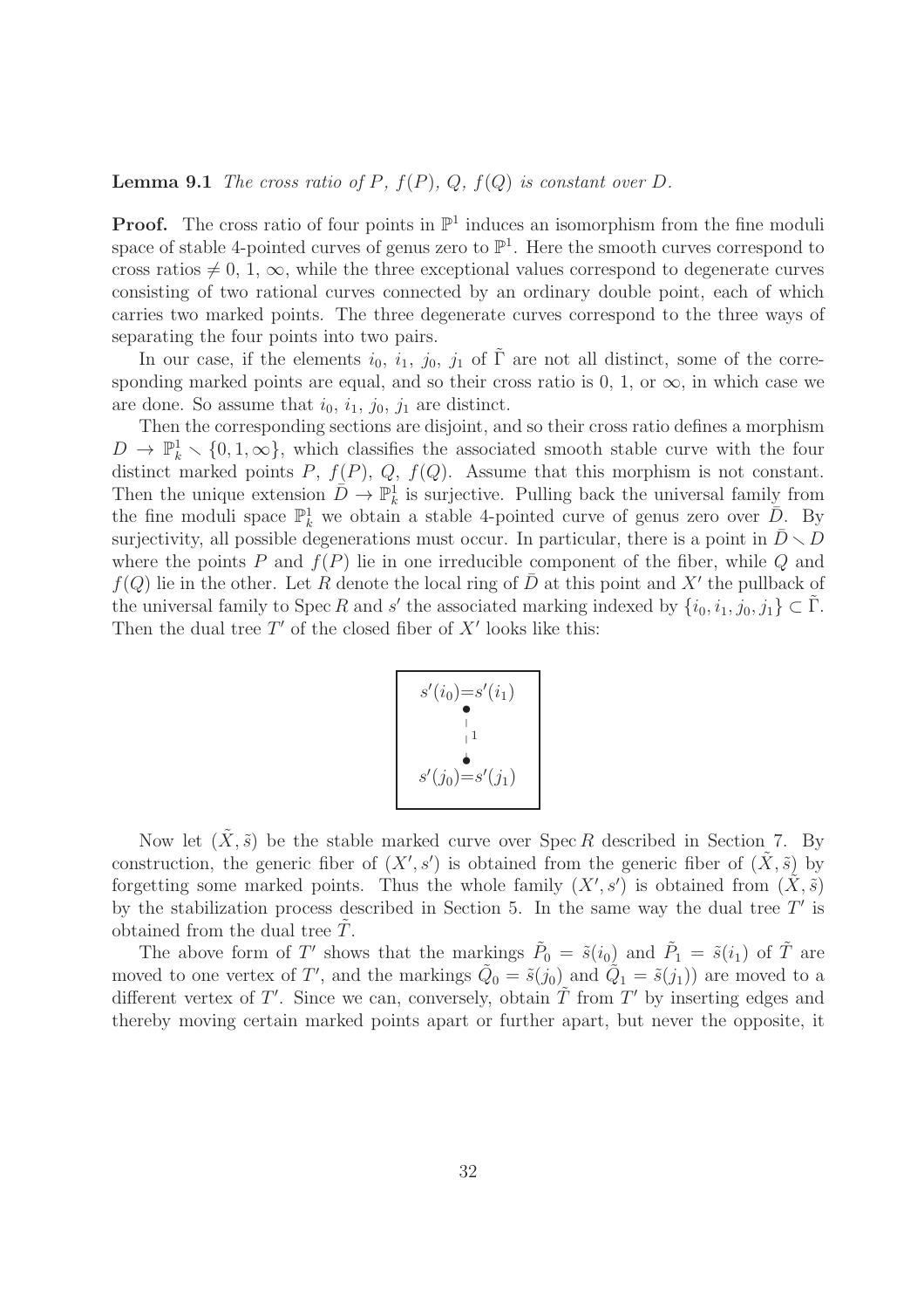**Lemma 9.1** *The cross ratio of $P$, $f(P)$, $Q$, $f(Q)$ is constant over $D$.*

**Proof.** The cross ratio of four points in $\mathbb{P}^1$ induces an isomorphism from the fine moduli space of stable 4-pointed curves of genus zero to $\mathbb{P}^1$. Here the smooth curves correspond to cross ratios $\neq 0, 1, \infty$, while the three exceptional values correspond to degenerate curves consisting of two rational curves connected by an ordinary double point, each of which carries two marked points. The three degenerate curves correspond to the three ways of separating the four points into two pairs.

In our case, if the elements $i_0$, $i_1$, $j_0$, $j_1$ of $\tilde{\Gamma}$ are not all distinct, some of the corresponding marked points are equal, and so their cross ratio is 0, 1, or $\infty$, in which case we are done. So assume that $i_0$, $i_1$, $j_0$, $j_1$ are distinct.

Then the corresponding sections are disjoint, and so their cross ratio defines a morphism $D \to \mathbb{P}^1_k \smallsetminus \{0, 1, \infty\}$, which classifies the associated smooth stable curve with the four distinct marked points $P$, $f(P)$, $Q$, $f(Q)$. Assume that this morphism is not constant. Then the unique extension $\bar{D} \to \mathbb{P}^1_k$ is surjective. Pulling back the universal family from the fine moduli space $\mathbb{P}^1_k$ we obtain a stable 4-pointed curve of genus zero over $\bar{D}$. By surjectivity, all possible degenerations must occur. In particular, there is a point in $\bar{D} \smallsetminus D$ where the points $P$ and $f(P)$ lie in one irreducible component of the fiber, while $Q$ and $f(Q)$ lie in the other. Let $R$ denote the local ring of $\bar{D}$ at this point and $X'$ the pullback of the universal family to $\operatorname{Spec} R$ and $s'$ the associated marking indexed by $\{i_0, i_1, j_0, j_1\} \subset \tilde{\Gamma}$. Then the dual tree $T'$ of the closed fiber of $X'$ looks like this:

$$
\begin{array}{c}
s'(i_0) = s'(i_1) \\
\bullet \\
\mid \; 1 \\
\bullet \\
s'(j_0) = s'(j_1)
\end{array}
$$

Now let $(\tilde{X}, \tilde{s})$ be the stable marked curve over $\operatorname{Spec} R$ described in Section 7. By construction, the generic fiber of $(X', s')$ is obtained from the generic fiber of $(\tilde{X}, \tilde{s})$ by forgetting some marked points. Thus the whole family $(X', s')$ is obtained from $(\tilde{X}, \tilde{s})$ by the stabilization process described in Section 5. In the same way the dual tree $T'$ is obtained from the dual tree $\tilde{T}$.

The above form of $T'$ shows that the markings $\tilde{P}_0 = \tilde{s}(i_0)$ and $\tilde{P}_1 = \tilde{s}(i_1)$ of $\tilde{T}$ are moved to one vertex of $T'$, and the markings $\tilde{Q}_0 = \tilde{s}(j_0)$ and $\tilde{Q}_1 = \tilde{s}(j_1)$) are moved to a different vertex of $T'$. Since we can, conversely, obtain $\tilde{T}$ from $T'$ by inserting edges and thereby moving certain marked points apart or further apart, but never the opposite, it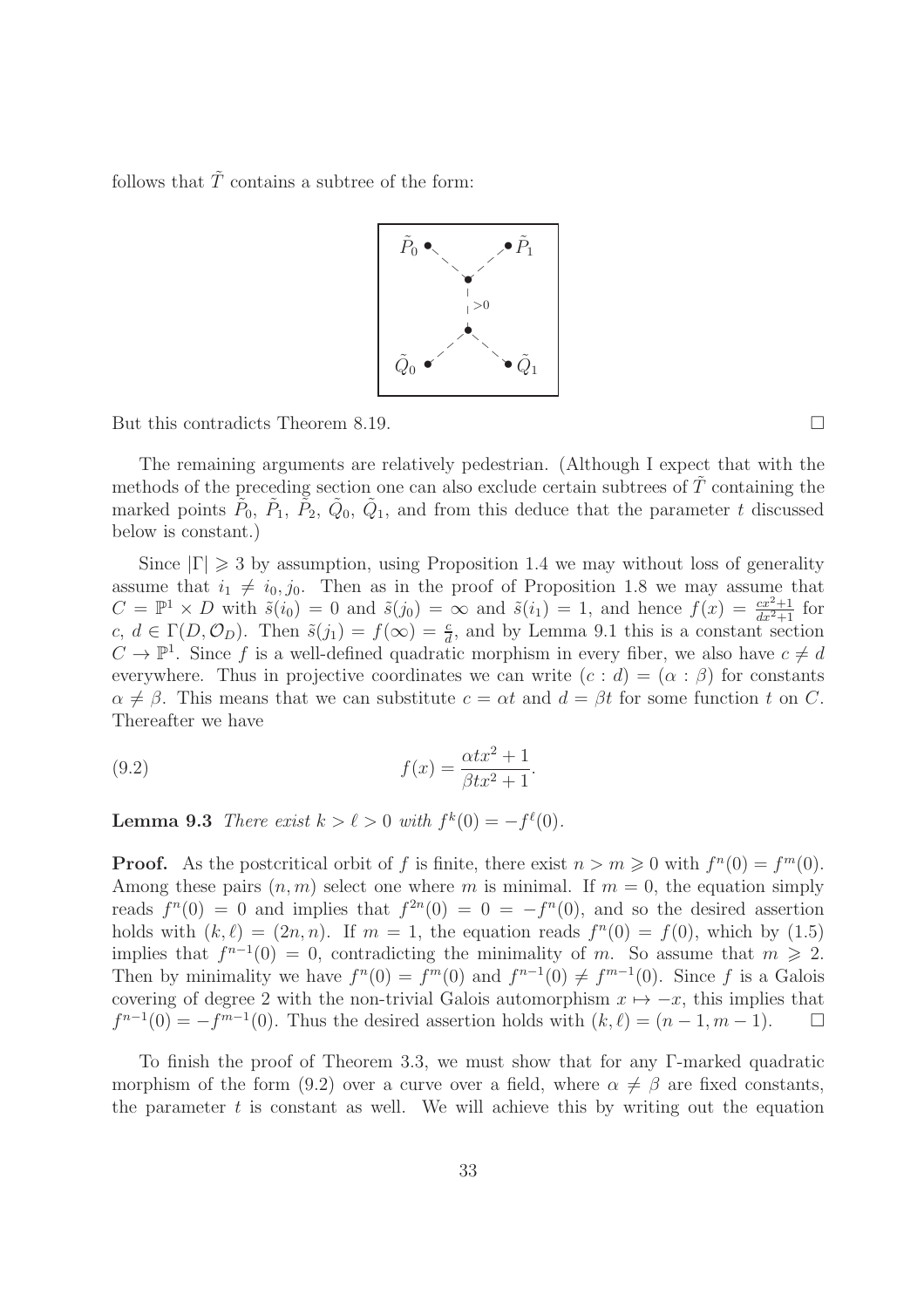follows that $\tilde{T}$ contains a subtree of the form:

But this contradicts Theorem 8.19. $\square$

The remaining arguments are relatively pedestrian. (Although I expect that with the methods of the preceding section one can also exclude certain subtrees of $\tilde{T}$ containing the marked points $\tilde{P}_0$, $\tilde{P}_1$, $\tilde{P}_2$, $\tilde{Q}_0$, $\tilde{Q}_1$, and from this deduce that the parameter $t$ discussed below is constant.)

Since $|\Gamma| \geqslant 3$ by assumption, using Proposition 1.4 we may without loss of generality assume that $i_1 \neq i_0, j_0$. Then as in the proof of Proposition 1.8 we may assume that $C = \mathbb{P}^1 \times D$ with $\tilde{s}(i_0) = 0$ and $\tilde{s}(j_0) = \infty$ and $\tilde{s}(i_1) = 1$, and hence $f(x) = \frac{cx^2+1}{dx^2+1}$ for $c, d \in \Gamma(D, \mathcal{O}_D)$. Then $\tilde{s}(j_1) = f(\infty) = \frac{c}{d}$, and by Lemma 9.1 this is a constant section $C \to \mathbb{P}^1$. Since $f$ is a well-defined quadratic morphism in every fiber, we also have $c \neq d$ everywhere. Thus in projective coordinates we can write $(c : d) = (\alpha : \beta)$ for constants $\alpha \neq \beta$. This means that we can substitute $c = \alpha t$ and $d = \beta t$ for some function $t$ on $C$. Thereafter we have

$$f(x) = \frac{\alpha t x^2 + 1}{\beta t x^2 + 1}. \tag{9.2}$$

**Lemma 9.3** *There exist $k > \ell > 0$ with $f^k(0) = -f^\ell(0)$.*

**Proof.** As the postcritical orbit of $f$ is finite, there exist $n > m \geqslant 0$ with $f^n(0) = f^m(0)$. Among these pairs $(n, m)$ select one where $m$ is minimal. If $m = 0$, the equation simply reads $f^n(0) = 0$ and implies that $f^{2n}(0) = 0 = -f^n(0)$, and so the desired assertion holds with $(k, \ell) = (2n, n)$. If $m = 1$, the equation reads $f^n(0) = f(0)$, which by (1.5) implies that $f^{n-1}(0) = 0$, contradicting the minimality of $m$. So assume that $m \geqslant 2$. Then by minimality we have $f^n(0) = f^m(0)$ and $f^{n-1}(0) \neq f^{m-1}(0)$. Since $f$ is a Galois covering of degree 2 with the non-trivial Galois automorphism $x \mapsto -x$, this implies that $f^{n-1}(0) = -f^{m-1}(0)$. Thus the desired assertion holds with $(k, \ell) = (n - 1, m - 1)$. $\square$

To finish the proof of Theorem 3.3, we must show that for any $\Gamma$-marked quadratic morphism of the form (9.2) over a curve over a field, where $\alpha \neq \beta$ are fixed constants, the parameter $t$ is constant as well. We will achieve this by writing out the equation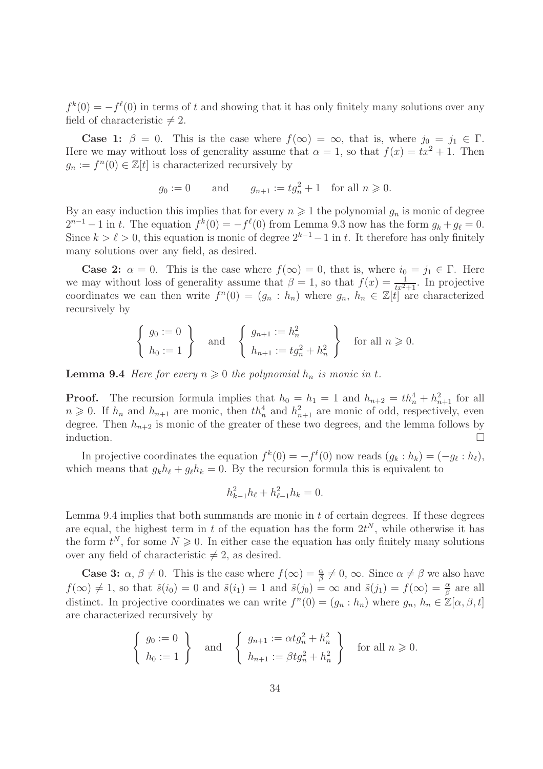$f^k(0) = -f^\ell(0)$ in terms of $t$ and showing that it has only finitely many solutions over any field of characteristic $\neq 2$.

**Case 1:** $\beta = 0$. This is the case where $f(\infty) = \infty$, that is, where $j_0 = j_1 \in \Gamma$. Here we may without loss of generality assume that $\alpha = 1$, so that $f(x) = tx^2 + 1$. Then $g_n := f^n(0) \in \mathbb{Z}[t]$ is characterized recursively by

$$g_0 := 0 \qquad \text{and} \qquad g_{n+1} := tg_n^2 + 1 \quad \text{for all } n \geqslant 0.$$

By an easy induction this implies that for every $n \geqslant 1$ the polynomial $g_n$ is monic of degree $2^{n-1} - 1$ in $t$. The equation $f^k(0) = -f^\ell(0)$ from Lemma 9.3 now has the form $g_k + g_\ell = 0$. Since $k > \ell > 0$, this equation is monic of degree $2^{k-1} - 1$ in $t$. It therefore has only finitely many solutions over any field, as desired.

**Case 2:** $\alpha = 0$. This is the case where $f(\infty) = 0$, that is, where $i_0 = j_1 \in \Gamma$. Here we may without loss of generality assume that $\beta = 1$, so that $f(x) = \frac{1}{tx^2+1}$. In projective coordinates we can then write $f^n(0) = (g_n : h_n)$ where $g_n,\, h_n \in \mathbb{Z}[t]$ are characterized recursively by

$$\left\{ \begin{array}{l} g_0 := 0 \\ h_0 := 1 \end{array} \right\} \quad \text{and} \quad \left\{ \begin{array}{l} g_{n+1} := h_n^2 \\ h_{n+1} := tg_n^2 + h_n^2 \end{array} \right\} \quad \text{for all } n \geqslant 0.$$

**Lemma 9.4** *Here for every $n \geqslant 0$ the polynomial $h_n$ is monic in $t$.*

**Proof.** The recursion formula implies that $h_0 = h_1 = 1$ and $h_{n+2} = th_n^4 + h_{n+1}^2$ for all $n \geqslant 0$. If $h_n$ and $h_{n+1}$ are monic, then $th_n^4$ and $h_{n+1}^2$ are monic of odd, respectively, even degree. Then $h_{n+2}$ is monic of the greater of these two degrees, and the lemma follows by induction. $\square$

In projective coordinates the equation $f^k(0) = -f^\ell(0)$ now reads $(g_k : h_k) = (-g_\ell : h_\ell)$, which means that $g_k h_\ell + g_\ell h_k = 0$. By the recursion formula this is equivalent to

$$h_{k-1}^2 h_\ell + h_{\ell-1}^2 h_k = 0.$$

Lemma 9.4 implies that both summands are monic in $t$ of certain degrees. If these degrees are equal, the highest term in $t$ of the equation has the form $2t^N$, while otherwise it has the form $t^N$, for some $N \geqslant 0$. In either case the equation has only finitely many solutions over any field of characteristic $\neq 2$, as desired.

**Case 3:** $\alpha,\, \beta \neq 0$. This is the case where $f(\infty) = \frac{\alpha}{\beta} \neq 0, \infty$. Since $\alpha \neq \beta$ we also have $f(\infty) \neq 1$, so that $\tilde{s}(i_0) = 0$ and $\tilde{s}(i_1) = 1$ and $\tilde{s}(j_0) = \infty$ and $\tilde{s}(j_1) = f(\infty) = \frac{\alpha}{\beta}$ are all distinct. In projective coordinates we can write $f^n(0) = (g_n : h_n)$ where $g_n,\, h_n \in \mathbb{Z}[\alpha, \beta, t]$ are characterized recursively by

$$\left\{ \begin{array}{l} g_0 := 0 \\ h_0 := 1 \end{array} \right\} \quad \text{and} \quad \left\{ \begin{array}{l} g_{n+1} := \alpha t g_n^2 + h_n^2 \\ h_{n+1} := \beta t g_n^2 + h_n^2 \end{array} \right\} \quad \text{for all } n \geqslant 0.$$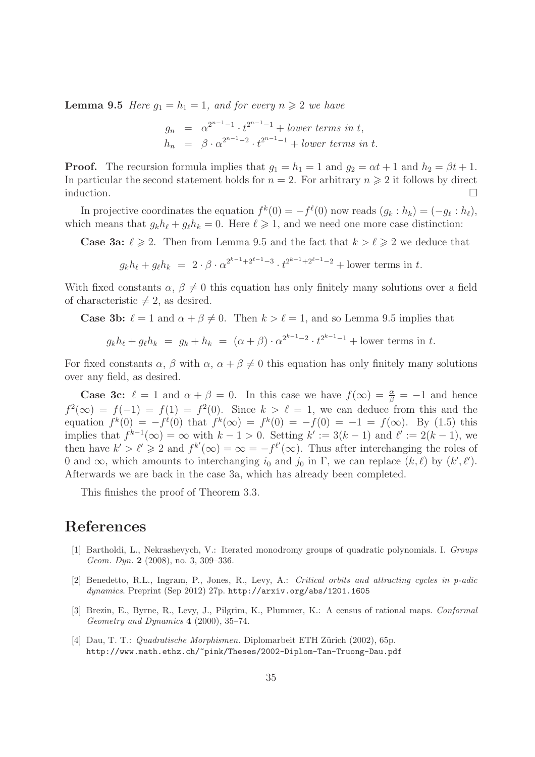**Lemma 9.5** *Here $g_1 = h_1 = 1$, and for every $n \geqslant 2$ we have*

$$
\begin{aligned}
g_n &= \alpha^{2^{n-1}-1} \cdot t^{2^{n-1}-1} + \textit{lower terms in } t, \\
h_n &= \beta \cdot \alpha^{2^{n-1}-2} \cdot t^{2^{n-1}-1} + \textit{lower terms in } t.
\end{aligned}
$$

**Proof.** The recursion formula implies that $g_1 = h_1 = 1$ and $g_2 = \alpha t + 1$ and $h_2 = \beta t + 1$. In particular the second statement holds for $n = 2$. For arbitrary $n \geqslant 2$ it follows by direct induction. $\square$

In projective coordinates the equation $f^k(0) = -f^\ell(0)$ now reads $(g_k : h_k) = (-g_\ell : h_\ell)$, which means that $g_k h_\ell + g_\ell h_k = 0$. Here $\ell \geqslant 1$, and we need one more case distinction:

**Case 3a:** $\ell \geqslant 2$. Then from Lemma 9.5 and the fact that $k > \ell \geqslant 2$ we deduce that

$$
g_k h_\ell + g_\ell h_k \;=\; 2 \cdot \beta \cdot \alpha^{2^{k-1}+2^{\ell-1}-3} \cdot t^{2^{k-1}+2^{\ell-1}-2} + \text{lower terms in } t.
$$

With fixed constants $\alpha$, $\beta \neq 0$ this equation has only finitely many solutions over a field of characteristic $\neq 2$, as desired.

**Case 3b:** $\ell = 1$ and $\alpha + \beta \neq 0$. Then $k > \ell = 1$, and so Lemma 9.5 implies that

$$
g_k h_\ell + g_\ell h_k \;=\; g_k + h_k \;=\; (\alpha + \beta) \cdot \alpha^{2^{k-1}-2} \cdot t^{2^{k-1}-1} + \text{lower terms in } t.
$$

For fixed constants $\alpha$, $\beta$ with $\alpha$, $\alpha + \beta \neq 0$ this equation has only finitely many solutions over any field, as desired.

**Case 3c:** $\ell = 1$ and $\alpha + \beta = 0$. In this case we have $f(\infty) = \frac{\alpha}{\beta} = -1$ and hence $f^2(\infty) = f(-1) = f(1) = f^2(0)$. Since $k > \ell = 1$, we can deduce from this and the equation $f^k(0) = -f^\ell(0)$ that $f^k(\infty) = f^k(0) = -f(0) = -1 = f(\infty)$. By (1.5) this implies that $f^{k-1}(\infty) = \infty$ with $k - 1 > 0$. Setting $k' := 3(k-1)$ and $\ell' := 2(k-1)$, we then have $k' > \ell' \geqslant 2$ and $f^{k'}(\infty) = \infty = -f^{\ell'}(\infty)$. Thus after interchanging the roles of $0$ and $\infty$, which amounts to interchanging $i_0$ and $j_0$ in $\Gamma$, we can replace $(k, \ell)$ by $(k', \ell')$. Afterwards we are back in the case 3a, which has already been completed.

This finishes the proof of Theorem 3.3.

# References

[1] Bartholdi, L., Nekrashevych, V.: Iterated monodromy groups of quadratic polynomials. I. *Groups Geom. Dyn.* **2** (2008), no. 3, 309–336.

[2] Benedetto, R.L., Ingram, P., Jones, R., Levy, A.: *Critical orbits and attracting cycles in p-adic dynamics*. Preprint (Sep 2012) 27p. http://arxiv.org/abs/1201.1605

[3] Brezin, E., Byrne, R., Levy, J., Pilgrim, K., Plummer, K.: A census of rational maps. *Conformal Geometry and Dynamics* **4** (2000), 35–74.

[4] Dau, T. T.: *Quadratische Morphismen.* Diplomarbeit ETH Zürich (2002), 65p. http://www.math.ethz.ch/~pink/Theses/2002-Diplom-Tan-Truong-Dau.pdf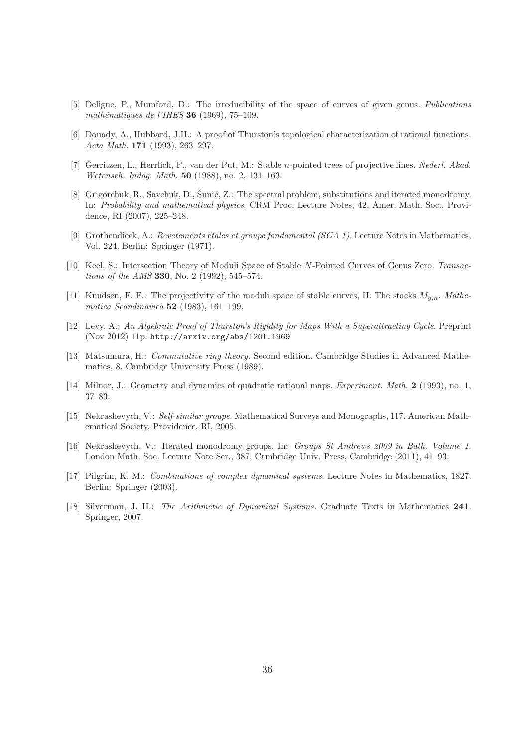[5] Deligne, P., Mumford, D.: The irreducibility of the space of curves of given genus. *Publications mathématiques de l'IHES* **36** (1969), 75–109.

[6] Douady, A., Hubbard, J.H.: A proof of Thurston's topological characterization of rational functions. *Acta Math.* **171** (1993), 263–297.

[7] Gerritzen, L., Herrlich, F., van der Put, M.: Stable $n$-pointed trees of projective lines. *Nederl. Akad. Wetensch. Indag. Math.* **50** (1988), no. 2, 131–163.

[8] Grigorchuk, R., Savchuk, D., Šunić, Z.: The spectral problem, substitutions and iterated monodromy. In: *Probability and mathematical physics*. CRM Proc. Lecture Notes, 42, Amer. Math. Soc., Providence, RI (2007), 225–248.

[9] Grothendieck, A.: *Revetements étales et groupe fondamental (SGA 1)*. Lecture Notes in Mathematics, Vol. 224. Berlin: Springer (1971).

[10] Keel, S.: Intersection Theory of Moduli Space of Stable $N$-Pointed Curves of Genus Zero. *Transactions of the AMS* **330**, No. 2 (1992), 545–574.

[11] Knudsen, F. F.: The projectivity of the moduli space of stable curves, II: The stacks $M_{g,n}$. *Mathematica Scandinavica* **52** (1983), 161–199.

[12] Levy, A.: *An Algebraic Proof of Thurston's Rigidity for Maps With a Superattracting Cycle*. Preprint (Nov 2012) 11p. http://arxiv.org/abs/1201.1969

[13] Matsumura, H.: *Commutative ring theory*. Second edition. Cambridge Studies in Advanced Mathematics, 8. Cambridge University Press (1989).

[14] Milnor, J.: Geometry and dynamics of quadratic rational maps. *Experiment. Math.* **2** (1993), no. 1, 37–83.

[15] Nekrashevych, V.: *Self-similar groups*. Mathematical Surveys and Monographs, 117. American Mathematical Society, Providence, RI, 2005.

[16] Nekrashevych, V.: Iterated monodromy groups. In: *Groups St Andrews 2009 in Bath. Volume 1*. London Math. Soc. Lecture Note Ser., 387, Cambridge Univ. Press, Cambridge (2011), 41–93.

[17] Pilgrim, K. M.: *Combinations of complex dynamical systems*. Lecture Notes in Mathematics, 1827. Berlin: Springer (2003).

[18] Silverman, J. H.: *The Arithmetic of Dynamical Systems*. Graduate Texts in Mathematics **241**. Springer, 2007.